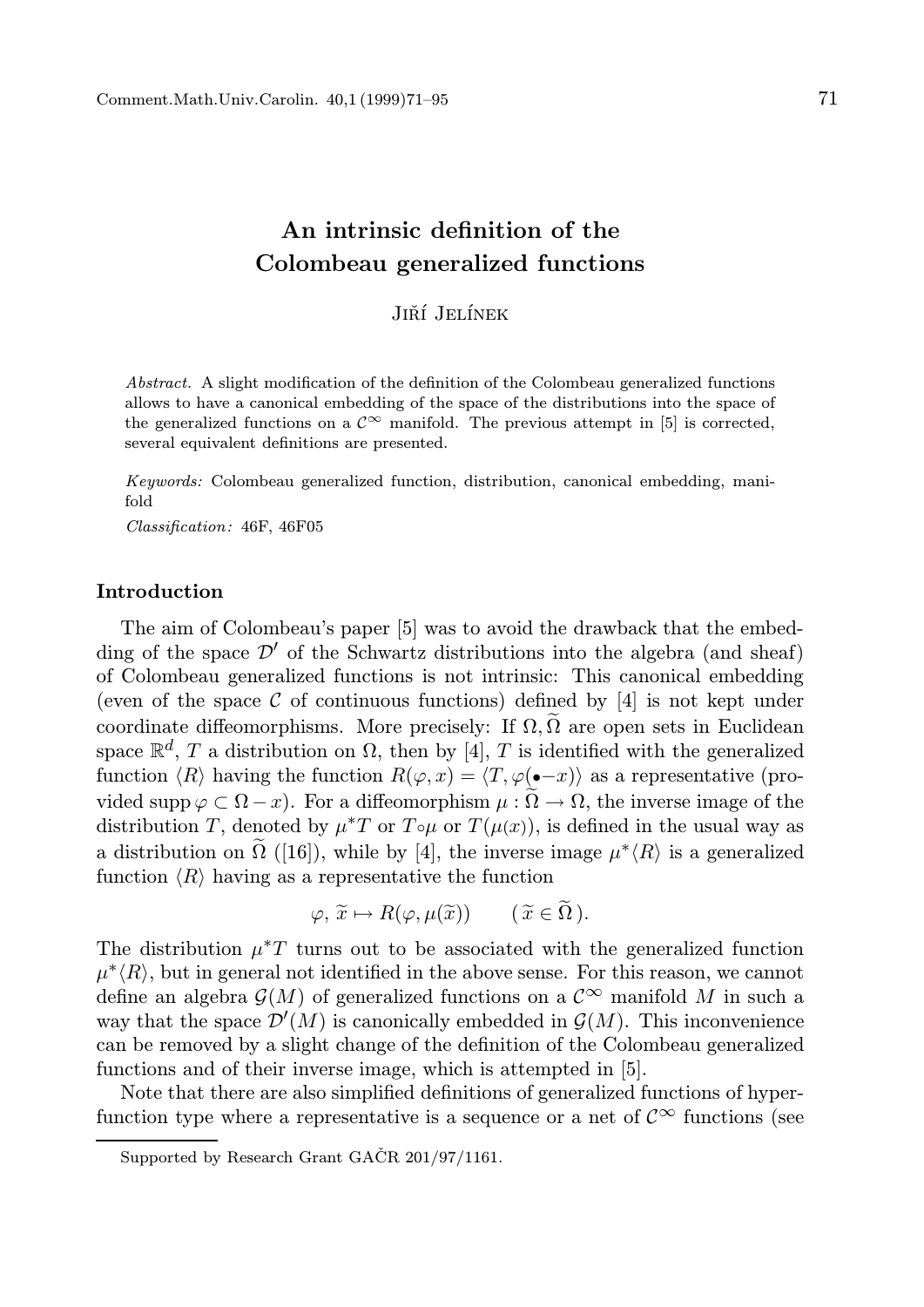# An intrinsic definition of the Colombeau generalized functions

Jiří Jelínek

*Abstract.* A slight modification of the definition of the Colombeau generalized functions allows to have a canonical embedding of the space of the distributions into the space of the generalized functions on a $\mathcal{C}^\infty$ manifold. The previous attempt in [5] is corrected, several equivalent definitions are presented.

*Keywords:* Colombeau generalized function, distribution, canonical embedding, manifold

*Classification:* 46F, 46F05

## Introduction

The aim of Colombeau's paper [5] was to avoid the drawback that the embedding of the space $\mathcal{D}'$ of the Schwartz distributions into the algebra (and sheaf) of Colombeau generalized functions is not intrinsic: This canonical embedding (even of the space $\mathcal{C}$ of continuous functions) defined by [4] is not kept under coordinate diffeomorphisms. More precisely: If $\Omega, \widetilde{\Omega}$ are open sets in Euclidean space $\mathbb{R}^d$, $T$ a distribution on $\Omega$, then by [4], $T$ is identified with the generalized function $\langle R \rangle$ having the function $R(\varphi, x) = \langle T, \varphi(\bullet - x) \rangle$ as a representative (provided $\operatorname{supp} \varphi \subset \Omega - x$). For a diffeomorphism $\mu : \widetilde{\Omega} \to \Omega$, the inverse image of the distribution $T$, denoted by $\mu^* T$ or $T \circ \mu$ or $T(\mu(x))$, is defined in the usual way as a distribution on $\widetilde{\Omega}$ ([16]), while by [4], the inverse image $\mu^* \langle R \rangle$ is a generalized function $\langle R \rangle$ having as a representative the function

$$\varphi, \widetilde{x} \mapsto R(\varphi, \mu(\widetilde{x})) \qquad (\, \widetilde{x} \in \widetilde{\Omega}\,).$$

The distribution $\mu^* T$ turns out to be associated with the generalized function $\mu^* \langle R \rangle$, but in general not identified in the above sense. For this reason, we cannot define an algebra $\mathcal{G}(M)$ of generalized functions on a $\mathcal{C}^\infty$ manifold $M$ in such a way that the space $\mathcal{D}'(M)$ is canonically embedded in $\mathcal{G}(M)$. This inconvenience can be removed by a slight change of the definition of the Colombeau generalized functions and of their inverse image, which is attempted in [5].

Note that there are also simplified definitions of generalized functions of hyperfunction type where a representative is a sequence or a net of $\mathcal{C}^\infty$ functions (see

Supported by Research Grant GAČR 201/97/1161.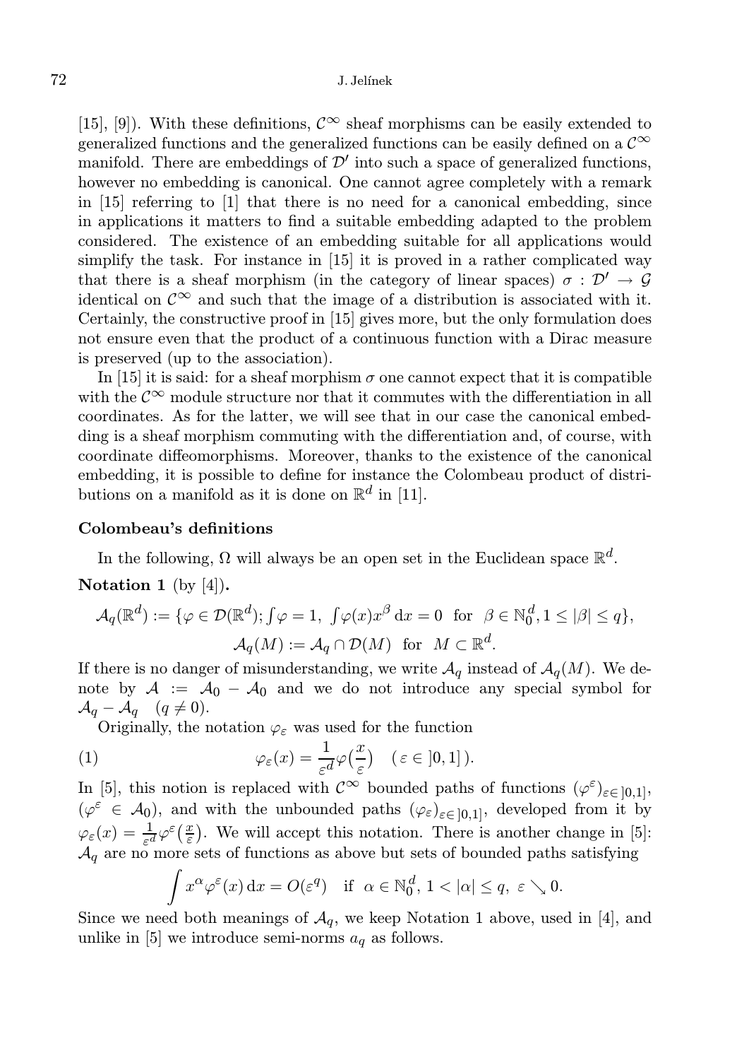[15], [9]). With these definitions, $\mathcal{C}^\infty$ sheaf morphisms can be easily extended to generalized functions and the generalized functions can be easily defined on a $\mathcal{C}^\infty$ manifold. There are embeddings of $\mathcal{D}'$ into such a space of generalized functions, however no embedding is canonical. One cannot agree completely with a remark in [15] referring to [1] that there is no need for a canonical embedding, since in applications it matters to find a suitable embedding adapted to the problem considered. The existence of an embedding suitable for all applications would simplify the task. For instance in [15] it is proved in a rather complicated way that there is a sheaf morphism (in the category of linear spaces) $\sigma : \mathcal{D}' \to \mathcal{G}$ identical on $\mathcal{C}^\infty$ and such that the image of a distribution is associated with it. Certainly, the constructive proof in [15] gives more, but the only formulation does not ensure even that the product of a continuous function with a Dirac measure is preserved (up to the association).

In [15] it is said: for a sheaf morphism $\sigma$ one cannot expect that it is compatible with the $\mathcal{C}^\infty$ module structure nor that it commutes with the differentiation in all coordinates. As for the latter, we will see that in our case the canonical embedding is a sheaf morphism commuting with the differentiation and, of course, with coordinate diffeomorphisms. Moreover, thanks to the existence of the canonical embedding, it is possible to define for instance the Colombeau product of distributions on a manifold as it is done on $\mathbb{R}^d$ in [11].

### Colombeau's definitions

In the following, $\Omega$ will always be an open set in the Euclidean space $\mathbb{R}^d$.

**Notation 1** (by [4])**.**

$$\mathcal{A}_q(\mathbb{R}^d) := \{\varphi \in \mathcal{D}(\mathbb{R}^d); \textstyle\int \varphi = 1,\ \int \varphi(x) x^\beta \, \mathrm{d}x = 0 \ \text{ for } \ \beta \in \mathbb{N}_0^d, 1 \le |\beta| \le q\},$$
$$\mathcal{A}_q(M) := \mathcal{A}_q \cap \mathcal{D}(M) \ \text{ for } \ M \subset \mathbb{R}^d.$$

If there is no danger of misunderstanding, we write $\mathcal{A}_q$ instead of $\mathcal{A}_q(M)$. We denote by $\mathcal{A} := \mathcal{A}_0 - \mathcal{A}_0$ and we do not introduce any special symbol for $\mathcal{A}_q - \mathcal{A}_q \quad (q \neq 0)$.

Originally, the notation $\varphi_\varepsilon$ was used for the function

$$\varphi_\varepsilon(x) = \frac{1}{\varepsilon^d} \varphi\big(\frac{x}{\varepsilon}\big) \quad (\varepsilon \in \,]0,1]\,). \tag{1}$$

In [5], this notion is replaced with $\mathcal{C}^\infty$ bounded paths of functions $(\varphi^\varepsilon)_{\varepsilon \in ]0,1]}$, $(\varphi^\varepsilon \in \mathcal{A}_0)$, and with the unbounded paths $(\varphi_\varepsilon)_{\varepsilon \in ]0,1]}$, developed from it by $\varphi_\varepsilon(x) = \frac{1}{\varepsilon^d} \varphi^\varepsilon\big(\frac{x}{\varepsilon}\big)$. We will accept this notation. There is another change in [5]: $\mathcal{A}_q$ are no more sets of functions as above but sets of bounded paths satisfying

$$\int x^\alpha \varphi^\varepsilon(x) \, \mathrm{d}x = O(\varepsilon^q) \quad \text{if } \ \alpha \in \mathbb{N}_0^d, \, 1 < |\alpha| \le q, \ \varepsilon \searrow 0.$$

Since we need both meanings of $\mathcal{A}_q$, we keep Notation 1 above, used in [4], and unlike in [5] we introduce semi-norms $a_q$ as follows.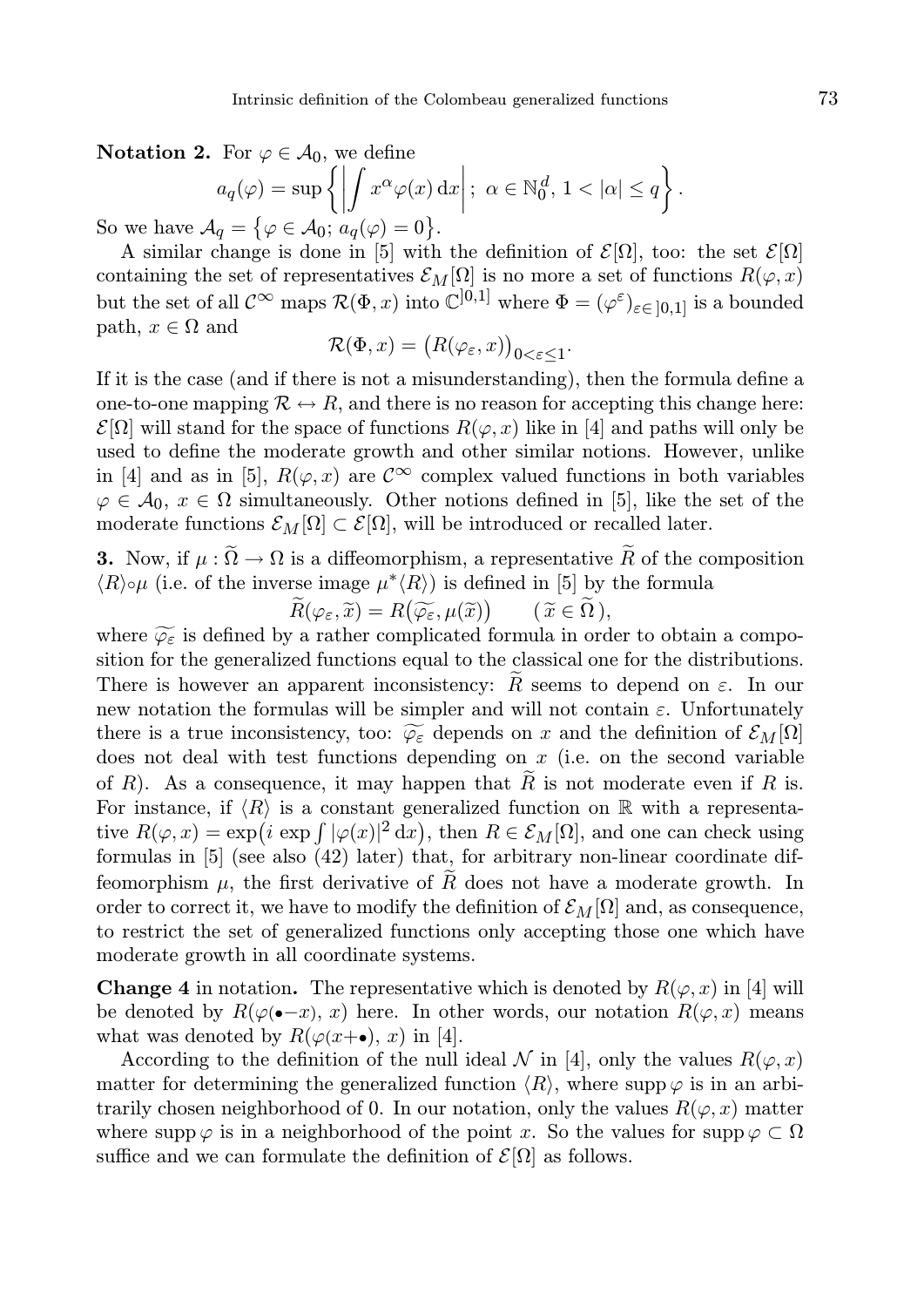**Notation 2.** For $\varphi \in \mathcal{A}_0$, we define

$$a_q(\varphi) = \sup\left\{ \left| \int x^\alpha \varphi(x)\,\mathrm{d}x \right| ;\ \alpha \in \mathbb{N}_0^d,\ 1 < |\alpha| \le q \right\}.$$

So we have $\mathcal{A}_q = \{\varphi \in \mathcal{A}_0;\ a_q(\varphi) = 0\}$.

A similar change is done in [5] with the definition of $\mathcal{E}[\Omega]$, too: the set $\mathcal{E}[\Omega]$ containing the set of representatives $\mathcal{E}_M[\Omega]$ is no more a set of functions $R(\varphi, x)$ but the set of all $\mathcal{C}^\infty$ maps $\mathcal{R}(\Phi, x)$ into $\mathbb{C}^{]0,1]}$ where $\Phi = (\varphi^\varepsilon)_{\varepsilon \in ]0,1]}$ is a bounded path, $x \in \Omega$ and

$$\mathcal{R}(\Phi, x) = \big(R(\varphi_\varepsilon, x)\big)_{0<\varepsilon\le 1}.$$

If it is the case (and if there is not a misunderstanding), then the formula define a one-to-one mapping $\mathcal{R} \leftrightarrow R$, and there is no reason for accepting this change here: $\mathcal{E}[\Omega]$ will stand for the space of functions $R(\varphi, x)$ like in [4] and paths will only be used to define the moderate growth and other similar notions. However, unlike in [4] and as in [5], $R(\varphi, x)$ are $\mathcal{C}^\infty$ complex valued functions in both variables $\varphi \in \mathcal{A}_0$, $x \in \Omega$ simultaneously. Other notions defined in [5], like the set of the moderate functions $\mathcal{E}_M[\Omega] \subset \mathcal{E}[\Omega]$, will be introduced or recalled later.

**3.** Now, if $\mu : \widetilde{\Omega} \to \Omega$ is a diffeomorphism, a representative $\widetilde{R}$ of the composition $\langle R\rangle \circ \mu$ (i.e. of the inverse image $\mu^*\langle R\rangle$) is defined in [5] by the formula

$$\widetilde{R}(\varphi_\varepsilon, \widetilde{x}) = R\big(\widetilde{\varphi_\varepsilon}, \mu(\widetilde{x})\big) \qquad (\widetilde{x} \in \widetilde{\Omega}\,),$$

where $\widetilde{\varphi_\varepsilon}$ is defined by a rather complicated formula in order to obtain a composition for the generalized functions equal to the classical one for the distributions. There is however an apparent inconsistency: $\widetilde{R}$ seems to depend on $\varepsilon$. In our new notation the formulas will be simpler and will not contain $\varepsilon$. Unfortunately there is a true inconsistency, too: $\widetilde{\varphi_\varepsilon}$ depends on $x$ and the definition of $\mathcal{E}_M[\Omega]$ does not deal with test functions depending on $x$ (i.e. on the second variable of $R$). As a consequence, it may happen that $\widetilde{R}$ is not moderate even if $R$ is. For instance, if $\langle R\rangle$ is a constant generalized function on $\mathbb{R}$ with a representative $R(\varphi, x) = \exp\big(i \exp \int |\varphi(x)|^2\,\mathrm{d}x\big)$, then $R \in \mathcal{E}_M[\Omega]$, and one can check using formulas in [5] (see also (42) later) that, for arbitrary non-linear coordinate diffeomorphism $\mu$, the first derivative of $\widetilde{R}$ does not have a moderate growth. In order to correct it, we have to modify the definition of $\mathcal{E}_M[\Omega]$ and, as consequence, to restrict the set of generalized functions only accepting those one which have moderate growth in all coordinate systems.

**Change 4** in notation**.** The representative which is denoted by $R(\varphi, x)$ in [4] will be denoted by $R(\varphi(\bullet - x), x)$ here. In other words, our notation $R(\varphi, x)$ means what was denoted by $R(\varphi(x + \bullet), x)$ in [4].

According to the definition of the null ideal $\mathcal{N}$ in [4], only the values $R(\varphi, x)$ matter for determining the generalized function $\langle R\rangle$, where $\operatorname{supp}\varphi$ is in an arbitrarily chosen neighborhood of 0. In our notation, only the values $R(\varphi, x)$ matter where $\operatorname{supp}\varphi$ is in a neighborhood of the point $x$. So the values for $\operatorname{supp}\varphi \subset \Omega$ suffice and we can formulate the definition of $\mathcal{E}[\Omega]$ as follows.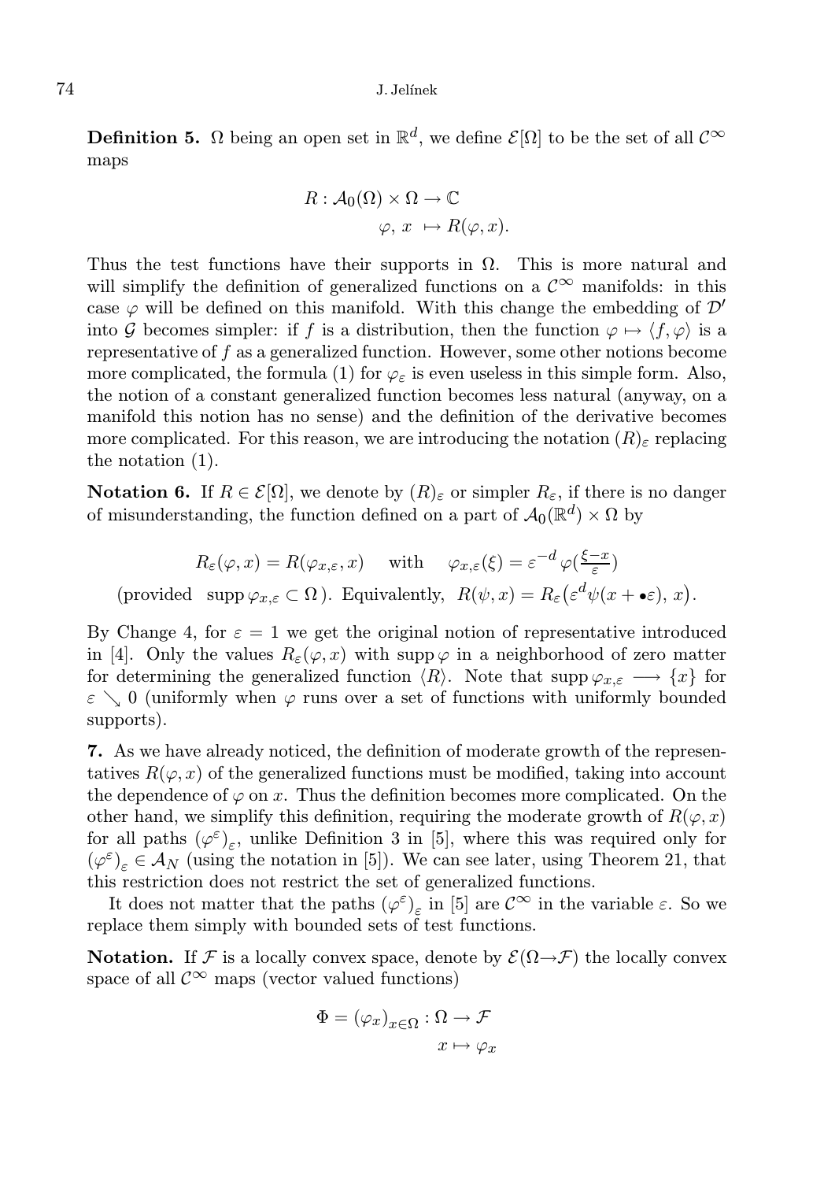**Definition 5.** $\Omega$ being an open set in $\mathbb{R}^d$, we define $\mathcal{E}[\Omega]$ to be the set of all $\mathcal{C}^\infty$ maps

$$R : \mathcal{A}_0(\Omega) \times \Omega \to \mathbb{C}$$
$$\varphi,\, x \;\mapsto R(\varphi, x).$$

Thus the test functions have their supports in $\Omega$. This is more natural and will simplify the definition of generalized functions on a $\mathcal{C}^\infty$ manifolds: in this case $\varphi$ will be defined on this manifold. With this change the embedding of $\mathcal{D}'$ into $\mathcal{G}$ becomes simpler: if $f$ is a distribution, then the function $\varphi \mapsto \langle f, \varphi\rangle$ is a representative of $f$ as a generalized function. However, some other notions become more complicated, the formula (1) for $\varphi_\varepsilon$ is even useless in this simple form. Also, the notion of a constant generalized function becomes less natural (anyway, on a manifold this notion has no sense) and the definition of the derivative becomes more complicated. For this reason, we are introducing the notation $(R)_\varepsilon$ replacing the notation (1).

**Notation 6.** If $R \in \mathcal{E}[\Omega]$, we denote by $(R)_\varepsilon$ or simpler $R_\varepsilon$, if there is no danger of misunderstanding, the function defined on a part of $\mathcal{A}_0(\mathbb{R}^d) \times \Omega$ by

$$R_\varepsilon(\varphi, x) = R(\varphi_{x,\varepsilon}, x) \quad \text{ with } \quad \varphi_{x,\varepsilon}(\xi) = \varepsilon^{-d}\, \varphi(\tfrac{\xi - x}{\varepsilon})$$

(provided $\operatorname{supp} \varphi_{x,\varepsilon} \subset \Omega$ ). Equivalently, $R(\psi, x) = R_\varepsilon\big(\varepsilon^d \psi(x + \bullet\varepsilon),\, x\big)$.

By Change 4, for $\varepsilon = 1$ we get the original notion of representative introduced in [4]. Only the values $R_\varepsilon(\varphi, x)$ with $\operatorname{supp} \varphi$ in a neighborhood of zero matter for determining the generalized function $\langle R\rangle$. Note that $\operatorname{supp} \varphi_{x,\varepsilon} \longrightarrow \{x\}$ for $\varepsilon \searrow 0$ (uniformly when $\varphi$ runs over a set of functions with uniformly bounded supports).

**7.** As we have already noticed, the definition of moderate growth of the representatives $R(\varphi, x)$ of the generalized functions must be modified, taking into account the dependence of $\varphi$ on $x$. Thus the definition becomes more complicated. On the other hand, we simplify this definition, requiring the moderate growth of $R(\varphi, x)$ for all paths $(\varphi^\varepsilon)_\varepsilon$, unlike Definition 3 in [5], where this was required only for $(\varphi^\varepsilon)_\varepsilon \in \mathcal{A}_N$ (using the notation in [5]). We can see later, using Theorem 21, that this restriction does not restrict the set of generalized functions.

It does not matter that the paths $(\varphi^\varepsilon)_\varepsilon$ in [5] are $\mathcal{C}^\infty$ in the variable $\varepsilon$. So we replace them simply with bounded sets of test functions.

**Notation.** If $\mathcal{F}$ is a locally convex space, denote by $\mathcal{E}(\Omega{\to}\mathcal{F})$ the locally convex space of all $\mathcal{C}^\infty$ maps (vector valued functions)

$$\Phi = (\varphi_x)_{x\in\Omega} : \Omega \to \mathcal{F}$$
$$x \mapsto \varphi_x$$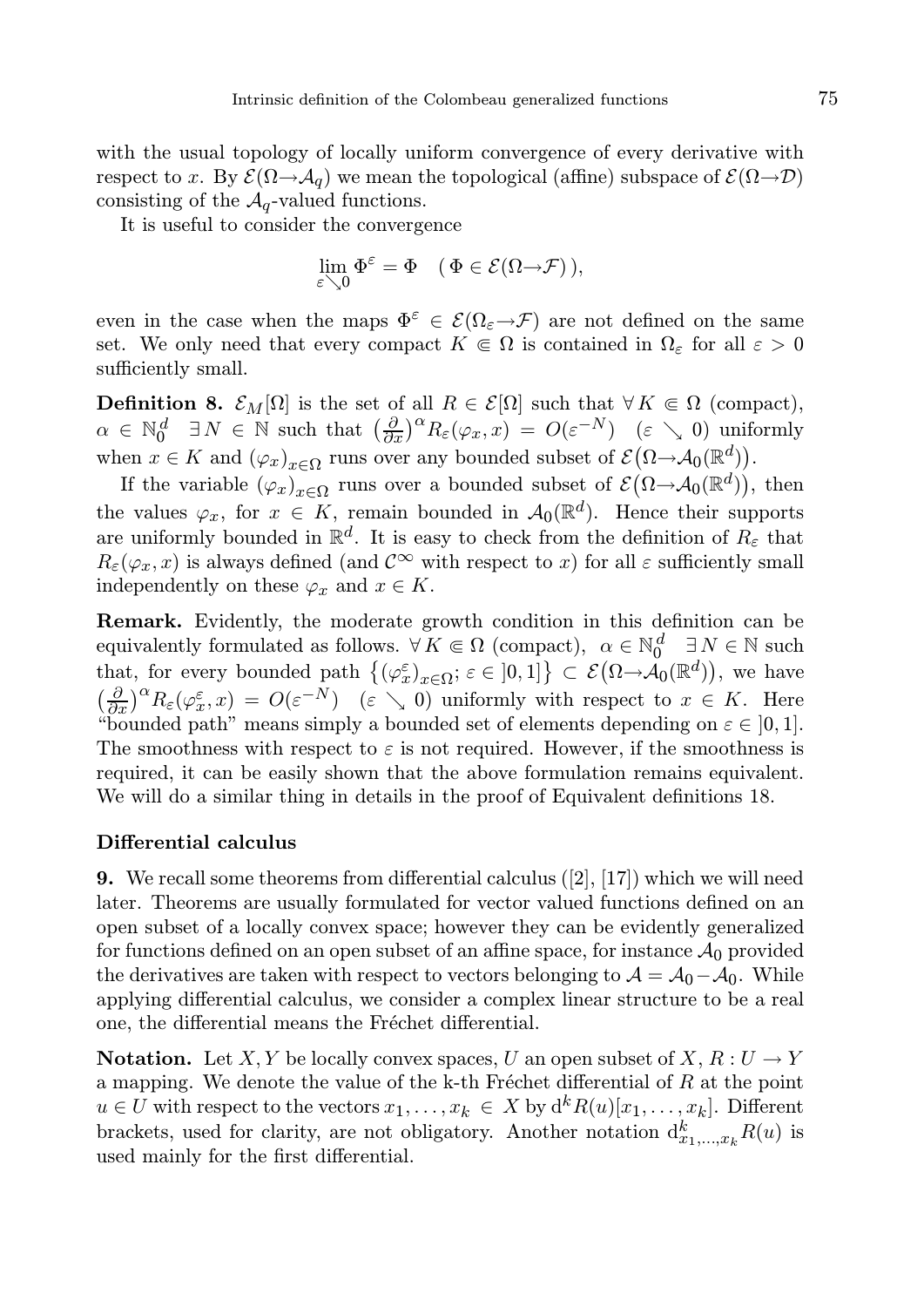with the usual topology of locally uniform convergence of every derivative with respect to $x$. By $\mathcal{E}(\Omega\to\mathcal{A}_q)$ we mean the topological (affine) subspace of $\mathcal{E}(\Omega\to\mathcal{D})$ consisting of the $\mathcal{A}_q$-valued functions.

It is useful to consider the convergence

$$\lim_{\varepsilon\searrow 0} \Phi^\varepsilon = \Phi \quad (\,\Phi\in\mathcal{E}(\Omega\to\mathcal{F})\,),$$

even in the case when the maps $\Phi^\varepsilon \in \mathcal{E}(\Omega_\varepsilon\to\mathcal{F})$ are not defined on the same set. We only need that every compact $K \Subset \Omega$ is contained in $\Omega_\varepsilon$ for all $\varepsilon > 0$ sufficiently small.

**Definition 8.** $\mathcal{E}_M[\Omega]$ is the set of all $R \in \mathcal{E}[\Omega]$ such that $\forall\, K \Subset \Omega$ (compact), $\alpha \in \mathbb{N}_0^d \ \ \exists\, N \in \mathbb{N}$ such that $\left(\frac{\partial}{\partial x}\right)^\alpha R_\varepsilon(\varphi_x, x) = O(\varepsilon^{-N}) \ \ (\varepsilon \searrow 0)$ uniformly when $x \in K$ and $(\varphi_x)_{x\in\Omega}$ runs over any bounded subset of $\mathcal{E}\big(\Omega\to\mathcal{A}_0(\mathbb{R}^d)\big)$.

If the variable $(\varphi_x)_{x\in\Omega}$ runs over a bounded subset of $\mathcal{E}\big(\Omega\to\mathcal{A}_0(\mathbb{R}^d)\big)$, then the values $\varphi_x$, for $x \in K$, remain bounded in $\mathcal{A}_0(\mathbb{R}^d)$. Hence their supports are uniformly bounded in $\mathbb{R}^d$. It is easy to check from the definition of $R_\varepsilon$ that $R_\varepsilon(\varphi_x, x)$ is always defined (and $\mathcal{C}^\infty$ with respect to $x$) for all $\varepsilon$ sufficiently small independently on these $\varphi_x$ and $x \in K$.

**Remark.** Evidently, the moderate growth condition in this definition can be equivalently formulated as follows. $\forall\, K \Subset \Omega$ (compact), $\alpha \in \mathbb{N}_0^d \ \ \exists\, N \in \mathbb{N}$ such that, for every bounded path $\left\{(\varphi_x^\varepsilon)_{x\in\Omega};\ \varepsilon \in\, ]0,1]\right\} \subset \mathcal{E}\big(\Omega\to\mathcal{A}_0(\mathbb{R}^d)\big)$, we have $\left(\frac{\partial}{\partial x}\right)^\alpha R_\varepsilon(\varphi_x^\varepsilon, x) = O(\varepsilon^{-N}) \ \ (\varepsilon \searrow 0)$ uniformly with respect to $x \in K$. Here "bounded path" means simply a bounded set of elements depending on $\varepsilon \in\, ]0,1]$. The smoothness with respect to $\varepsilon$ is not required. However, if the smoothness is required, it can be easily shown that the above formulation remains equivalent. We will do a similar thing in details in the proof of Equivalent definitions 18.

### Differential calculus

**9.** We recall some theorems from differential calculus ([2], [17]) which we will need later. Theorems are usually formulated for vector valued functions defined on an open subset of a locally convex space; however they can be evidently generalized for functions defined on an open subset of an affine space, for instance $\mathcal{A}_0$ provided the derivatives are taken with respect to vectors belonging to $\mathcal{A} = \mathcal{A}_0 - \mathcal{A}_0$. While applying differential calculus, we consider a complex linear structure to be a real one, the differential means the Fréchet differential.

**Notation.** Let $X, Y$ be locally convex spaces, $U$ an open subset of $X$, $R : U \to Y$ a mapping. We denote the value of the k-th Fréchet differential of $R$ at the point $u \in U$ with respect to the vectors $x_1, \ldots, x_k \in X$ by $\mathrm{d}^k R(u)[x_1, \ldots, x_k]$. Different brackets, used for clarity, are not obligatory. Another notation $\mathrm{d}^k_{x_1,\ldots,x_k} R(u)$ is used mainly for the first differential.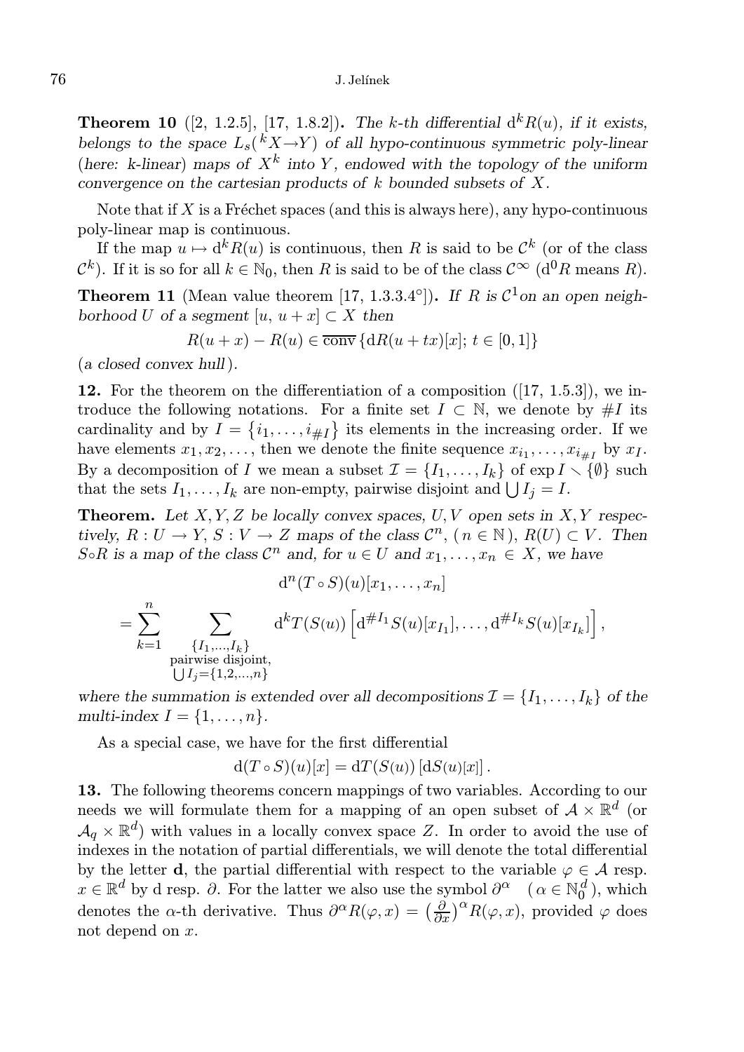**Theorem 10** ([2, 1.2.5], [17, 1.8.2]). *The $k$-th differential $\mathrm{d}^k R(u)$, if it exists, belongs to the space $L_s({}^k X \to Y)$ of all hypo-continuous symmetric poly-linear (here: $k$-linear) maps of $X^k$ into $Y$, endowed with the topology of the uniform convergence on the cartesian products of $k$ bounded subsets of $X$.*

Note that if $X$ is a Fréchet spaces (and this is always here), any hypo-continuous poly-linear map is continuous.

If the map $u \mapsto \mathrm{d}^k R(u)$ is continuous, then $R$ is said to be $\mathcal{C}^k$ (or of the class $\mathcal{C}^k$). If it is so for all $k \in \mathbb{N}_0$, then $R$ is said to be of the class $\mathcal{C}^\infty$ ($\mathrm{d}^0 R$ means $R$).

**Theorem 11** (Mean value theorem [17, 1.3.3.4°]). *If $R$ is $\mathcal{C}^1$on an open neighborhood $U$ of a segment $[u,\, u+x] \subset X$ then*

$$R(u+x) - R(u) \in \overline{\operatorname{conv}}\,\{\mathrm{d}R(u+tx)[x];\, t \in [0,1]\}$$

(*a closed convex hull*).

**12.** For the theorem on the differentiation of a composition ([17, 1.5.3]), we introduce the following notations. For a finite set $I \subset \mathbb{N}$, we denote by $\#I$ its cardinality and by $I = \{i_1, \dots, i_{\#I}\}$ its elements in the increasing order. If we have elements $x_1, x_2, \dots$, then we denote the finite sequence $x_{i_1}, \dots, x_{i_{\#I}}$ by $x_I$. By a decomposition of $I$ we mean a subset $\mathcal{I} = \{I_1, \dots, I_k\}$ of $\exp I \setminus \{\emptyset\}$ such that the sets $I_1, \dots, I_k$ are non-empty, pairwise disjoint and $\bigcup I_j = I$.

**Theorem.** *Let $X, Y, Z$ be locally convex spaces, $U, V$ open sets in $X, Y$ respectively, $R : U \to Y$, $S : V \to Z$ maps of the class $\mathcal{C}^n$, ($n \in \mathbb{N}$), $R(U) \subset V$. Then $S \circ R$ is a map of the class $\mathcal{C}^n$ and, for $u \in U$ and $x_1, \dots, x_n \in X$, we have*

$$\begin{gathered}
\mathrm{d}^n (T \circ S)(u)[x_1, \dots, x_n] \\
= \sum_{k=1}^{n} \sum_{\substack{\{I_1,\dots,I_k\} \\ \text{pairwise disjoint,} \\ \bigcup I_j = \{1,2,\dots,n\}}} \mathrm{d}^k T(S(u)) \left[\mathrm{d}^{\#I_1} S(u)[x_{I_1}], \dots, \mathrm{d}^{\#I_k} S(u)[x_{I_k}]\right],
\end{gathered}$$

*where the summation is extended over all decompositions $\mathcal{I} = \{I_1, \dots, I_k\}$ of the multi-index $I = \{1, \dots, n\}$.*

As a special case, we have for the first differential

$$\mathrm{d}(T \circ S)(u)[x] = \mathrm{d}T(S(u))\,[\mathrm{d}S(u)[x]]\,.$$

**13.** The following theorems concern mappings of two variables. According to our needs we will formulate them for a mapping of an open subset of $\mathcal{A} \times \mathbb{R}^d$ (or $\mathcal{A}_q \times \mathbb{R}^d$) with values in a locally convex space $Z$. In order to avoid the use of indexes in the notation of partial differentials, we will denote the total differential by the letter $\mathbf{d}$, the partial differential with respect to the variable $\varphi \in \mathcal{A}$ resp. $x \in \mathbb{R}^d$ by $\mathrm{d}$ resp. $\partial$. For the latter we also use the symbol $\partial^\alpha \quad (\alpha \in \mathbb{N}_0^d)$, which denotes the $\alpha$-th derivative. Thus $\partial^\alpha R(\varphi, x) = \left(\frac{\partial}{\partial x}\right)^\alpha R(\varphi, x)$, provided $\varphi$ does not depend on $x$.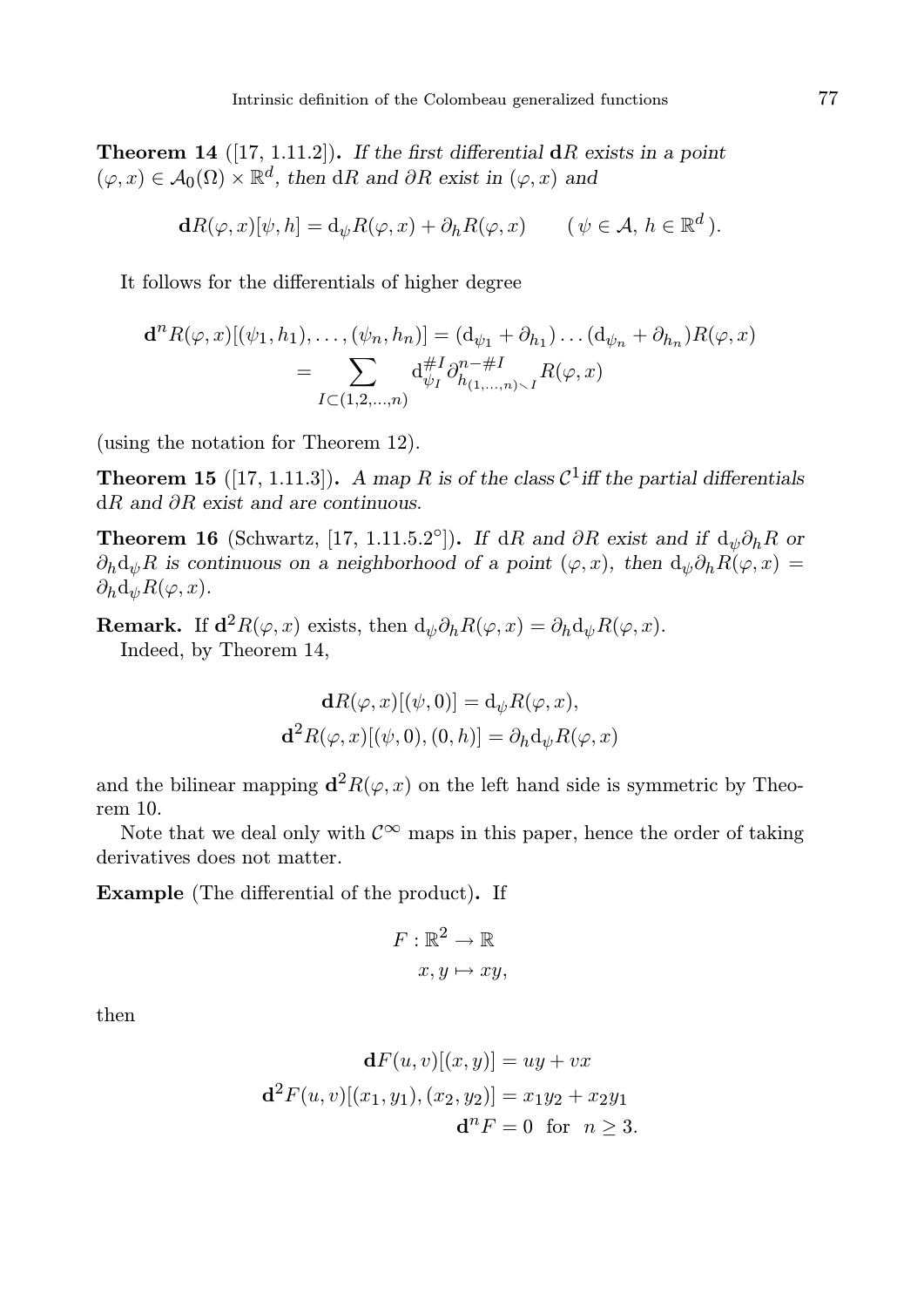**Theorem 14** ([17, 1.11.2]). *If the first differential* $\mathbf{d}R$ *exists in a point* $(\varphi, x) \in \mathcal{A}_0(\Omega) \times \mathbb{R}^d$*, then* $\mathrm{d}R$ *and* $\partial R$ *exist in* $(\varphi, x)$ *and*

$$\mathbf{d}R(\varphi, x)[\psi, h] = \mathrm{d}_\psi R(\varphi, x) + \partial_h R(\varphi, x) \qquad (\psi \in \mathcal{A},\ h \in \mathbb{R}^d).$$

It follows for the differentials of higher degree

$$\begin{aligned}\mathbf{d}^n R(\varphi, x)[(\psi_1, h_1), \ldots, (\psi_n, h_n)] &= (\mathrm{d}_{\psi_1} + \partial_{h_1}) \ldots (\mathrm{d}_{\psi_n} + \partial_{h_n}) R(\varphi, x) \\ &= \sum_{I \subset (1,2,\ldots,n)} \mathrm{d}_{\psi_I}^{\#I} \partial_{h_{(1,\ldots,n)\smallsetminus I}}^{n-\#I} R(\varphi, x)\end{aligned}$$

(using the notation for Theorem 12).

**Theorem 15** ([17, 1.11.3]). *A map* $R$ *is of the class* $\mathcal{C}^1$ *iff the partial differentials* $\mathrm{d}R$ *and* $\partial R$ *exist and are continuous.*

**Theorem 16** (Schwartz, [17, 1.11.5.2°]). *If* $\mathrm{d}R$ *and* $\partial R$ *exist and if* $\mathrm{d}_\psi \partial_h R$ *or* $\partial_h \mathrm{d}_\psi R$ *is continuous on a neighborhood of a point* $(\varphi, x)$*, then* $\mathrm{d}_\psi \partial_h R(\varphi, x) = \partial_h \mathrm{d}_\psi R(\varphi, x)$.

**Remark.** If $\mathbf{d}^2 R(\varphi, x)$ exists, then $\mathrm{d}_\psi \partial_h R(\varphi, x) = \partial_h \mathrm{d}_\psi R(\varphi, x)$.

Indeed, by Theorem 14,

$$\begin{aligned}\mathbf{d}R(\varphi, x)[(\psi, 0)] &= \mathrm{d}_\psi R(\varphi, x), \\ \mathbf{d}^2 R(\varphi, x)[(\psi, 0), (0, h)] &= \partial_h \mathrm{d}_\psi R(\varphi, x)\end{aligned}$$

and the bilinear mapping $\mathbf{d}^2 R(\varphi, x)$ on the left hand side is symmetric by Theorem 10.

Note that we deal only with $\mathcal{C}^\infty$ maps in this paper, hence the order of taking derivatives does not matter.

**Example** (The differential of the product). If

$$\begin{aligned}F &: \mathbb{R}^2 \to \mathbb{R} \\ &x, y \mapsto xy,\end{aligned}$$

then

$$\begin{aligned}\mathbf{d}F(u, v)[(x, y)] &= uy + vx \\ \mathbf{d}^2 F(u, v)[(x_1, y_1), (x_2, y_2)] &= x_1 y_2 + x_2 y_1 \\ \mathbf{d}^n F &= 0 \quad \text{for} \quad n \geq 3.\end{aligned}$$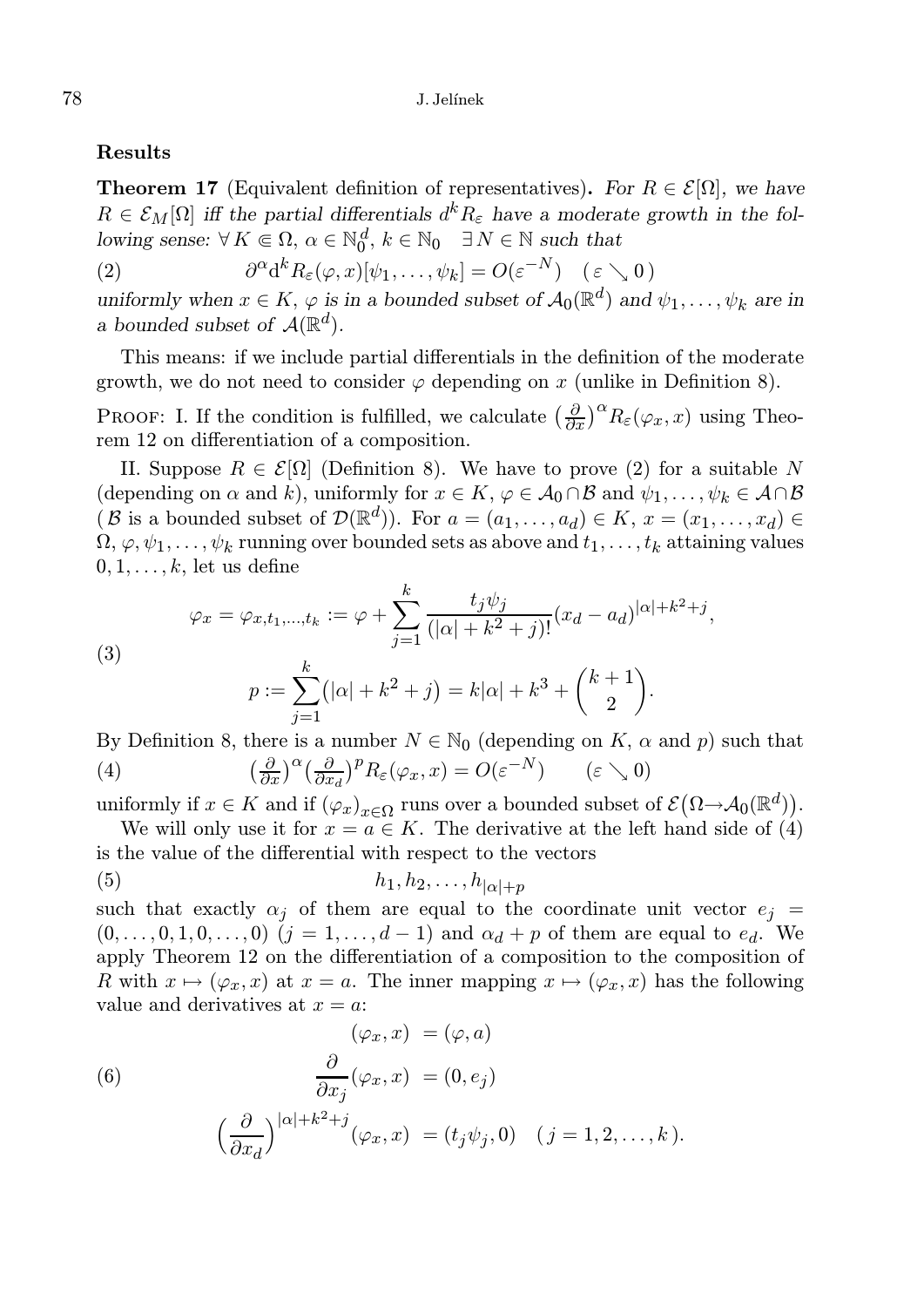### Results

**Theorem 17** (Equivalent definition of representatives)**.** *For $R \in \mathcal{E}[\Omega]$, we have $R \in \mathcal{E}_M[\Omega]$ iff the partial differentials $d^k R_\varepsilon$ have a moderate growth in the following sense: $\forall\, K \Subset \Omega$, $\alpha \in \mathbb{N}_0^d$, $k \in \mathbb{N}_0 \quad \exists\, N \in \mathbb{N}$ such that*

$$\partial^\alpha \mathrm{d}^k R_\varepsilon(\varphi, x)[\psi_1, \ldots, \psi_k] = O(\varepsilon^{-N}) \quad (\,\varepsilon \searrow 0\,) \tag{2}$$

*uniformly when $x \in K$, $\varphi$ is in a bounded subset of $\mathcal{A}_0(\mathbb{R}^d)$ and $\psi_1, \ldots, \psi_k$ are in a bounded subset of $\mathcal{A}(\mathbb{R}^d)$.*

This means: if we include partial differentials in the definition of the moderate growth, we do not need to consider $\varphi$ depending on $x$ (unlike in Definition 8).

Proof: I. If the condition is fulfilled, we calculate $\big(\frac{\partial}{\partial x}\big)^\alpha R_\varepsilon(\varphi_x, x)$ using Theorem 12 on differentiation of a composition.

II. Suppose $R \in \mathcal{E}[\Omega]$ (Definition 8). We have to prove (2) for a suitable $N$ (depending on $\alpha$ and $k$), uniformly for $x \in K$, $\varphi \in \mathcal{A}_0 \cap \mathcal{B}$ and $\psi_1, \ldots, \psi_k \in \mathcal{A} \cap \mathcal{B}$ ($\mathcal{B}$ is a bounded subset of $\mathcal{D}(\mathbb{R}^d)$). For $a = (a_1, \ldots, a_d) \in K$, $x = (x_1, \ldots, x_d) \in \Omega$, $\varphi, \psi_1, \ldots, \psi_k$ running over bounded sets as above and $t_1, \ldots, t_k$ attaining values $0, 1, \ldots, k$, let us define

$$\begin{aligned} \varphi_x = \varphi_{x, t_1, \ldots, t_k} &:= \varphi + \sum_{j=1}^{k} \frac{t_j \psi_j}{(|\alpha| + k^2 + j)!} (x_d - a_d)^{|\alpha| + k^2 + j}, \\ p &:= \sum_{j=1}^{k} \big(|\alpha| + k^2 + j\big) = k|\alpha| + k^3 + \binom{k+1}{2}. \end{aligned} \tag{3}$$

By Definition 8, there is a number $N \in \mathbb{N}_0$ (depending on $K$, $\alpha$ and $p$) such that

$$\big(\tfrac{\partial}{\partial x}\big)^\alpha \big(\tfrac{\partial}{\partial x_d}\big)^p R_\varepsilon(\varphi_x, x) = O(\varepsilon^{-N}) \qquad (\varepsilon \searrow 0) \tag{4}$$

uniformly if $x \in K$ and if $(\varphi_x)_{x \in \Omega}$ runs over a bounded subset of $\mathcal{E}\big(\Omega \to \mathcal{A}_0(\mathbb{R}^d)\big)$.

We will only use it for $x = a \in K$. The derivative at the left hand side of (4) is the value of the differential with respect to the vectors

$$h_1, h_2, \ldots, h_{|\alpha| + p} \tag{5}$$

such that exactly $\alpha_j$ of them are equal to the coordinate unit vector $e_j = (0, \ldots, 0, 1, 0, \ldots, 0)$ $(j = 1, \ldots, d-1)$ and $\alpha_d + p$ of them are equal to $e_d$. We apply Theorem 12 on the differentiation of a composition to the composition of $R$ with $x \mapsto (\varphi_x, x)$ at $x = a$. The inner mapping $x \mapsto (\varphi_x, x)$ has the following value and derivatives at $x = a$:

$$\begin{aligned} (\varphi_x, x) &= (\varphi, a) \\ \frac{\partial}{\partial x_j}(\varphi_x, x) &= (0, e_j) \\ \Big(\frac{\partial}{\partial x_d}\Big)^{|\alpha| + k^2 + j} (\varphi_x, x) &= (t_j \psi_j, 0) \quad (\, j = 1, 2, \ldots, k\,). \end{aligned} \tag{6}$$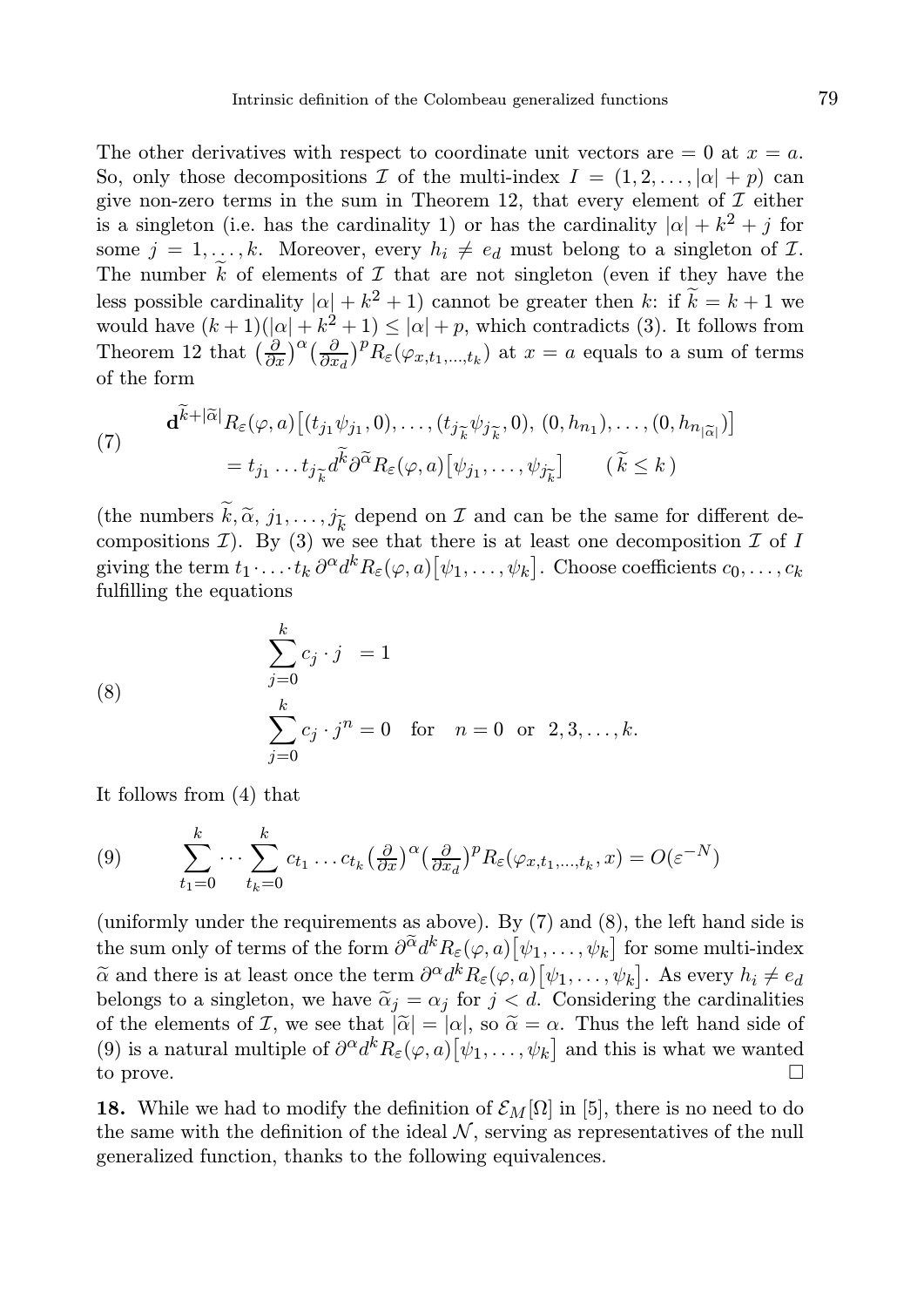The other derivatives with respect to coordinate unit vectors are $= 0$ at $x = a$. So, only those decompositions $\mathcal{I}$ of the multi-index $I = (1, 2, \dots, |\alpha| + p)$ can give non-zero terms in the sum in Theorem 12, that every element of $\mathcal{I}$ either is a singleton (i.e. has the cardinality 1) or has the cardinality $|\alpha| + k^2 + j$ for some $j = 1, \dots, k$. Moreover, every $h_i \neq e_d$ must belong to a singleton of $\mathcal{I}$. The number $\widetilde{k}$ of elements of $\mathcal{I}$ that are not singleton (even if they have the less possible cardinality $|\alpha| + k^2 + 1$) cannot be greater then $k$: if $\widetilde{k} = k + 1$ we would have $(k+1)(|\alpha| + k^2 + 1) \le |\alpha| + p$, which contradicts (3). It follows from Theorem 12 that $\big(\frac{\partial}{\partial x}\big)^\alpha \big(\frac{\partial}{\partial x_d}\big)^p R_\varepsilon(\varphi_{x,t_1,\dots,t_k})$ at $x = a$ equals to a sum of terms of the form

$$
\begin{aligned}
&\mathbf{d}^{\widetilde{k}+|\widetilde{\alpha}|} R_\varepsilon(\varphi, a)\big[(t_{j_1}\psi_{j_1}, 0), \dots, (t_{j_{\widetilde{k}}}\psi_{j_{\widetilde{k}}}, 0),\, (0, h_{n_1}), \dots, (0, h_{n_{|\widetilde{\alpha}|}})\big] \\
&\qquad = t_{j_1} \dots t_{j_{\widetilde{k}}} d^{\widetilde{k}} \partial^{\widetilde{\alpha}} R_\varepsilon(\varphi, a)\big[\psi_{j_1}, \dots, \psi_{j_{\widetilde{k}}}\big] \qquad (\widetilde{k} \le k)
\end{aligned} \tag{7}
$$

(the numbers $\widetilde{k}, \widetilde{\alpha}, j_1, \dots, j_{\widetilde{k}}$ depend on $\mathcal{I}$ and can be the same for different decompositions $\mathcal{I}$). By (3) we see that there is at least one decomposition $\mathcal{I}$ of $I$ giving the term $t_1 \cdot \ldots \cdot t_k\, \partial^\alpha d^k R_\varepsilon(\varphi, a)\big[\psi_1, \dots, \psi_k\big]$. Choose coefficients $c_0, \dots, c_k$ fulfilling the equations

$$
\begin{aligned}
&\sum_{j=0}^{k} c_j \cdot j \;\; = 1 \\
&\sum_{j=0}^{k} c_j \cdot j^n = 0 \quad \text{for} \quad n = 0 \;\; \text{or} \;\; 2, 3, \dots, k.
\end{aligned} \tag{8}
$$

It follows from (4) that

$$
\sum_{t_1=0}^{k} \cdots \sum_{t_k=0}^{k} c_{t_1} \dots c_{t_k} \big(\tfrac{\partial}{\partial x}\big)^\alpha \big(\tfrac{\partial}{\partial x_d}\big)^p R_\varepsilon(\varphi_{x,t_1,\dots,t_k}, x) = O(\varepsilon^{-N}) \tag{9}
$$

(uniformly under the requirements as above). By (7) and (8), the left hand side is the sum only of terms of the form $\partial^{\widetilde{\alpha}} d^k R_\varepsilon(\varphi, a)\big[\psi_1, \dots, \psi_k\big]$ for some multi-index $\widetilde{\alpha}$ and there is at least once the term $\partial^\alpha d^k R_\varepsilon(\varphi, a)\big[\psi_1, \dots, \psi_k\big]$. As every $h_i \neq e_d$ belongs to a singleton, we have $\widetilde{\alpha}_j = \alpha_j$ for $j < d$. Considering the cardinalities of the elements of $\mathcal{I}$, we see that $|\widetilde{\alpha}| = |\alpha|$, so $\widetilde{\alpha} = \alpha$. Thus the left hand side of (9) is a natural multiple of $\partial^\alpha d^k R_\varepsilon(\varphi, a)\big[\psi_1, \dots, \psi_k\big]$ and this is what we wanted to prove. $\square$

**18.** While we had to modify the definition of $\mathcal{E}_M[\Omega]$ in [5], there is no need to do the same with the definition of the ideal $\mathcal{N}$, serving as representatives of the null generalized function, thanks to the following equivalences.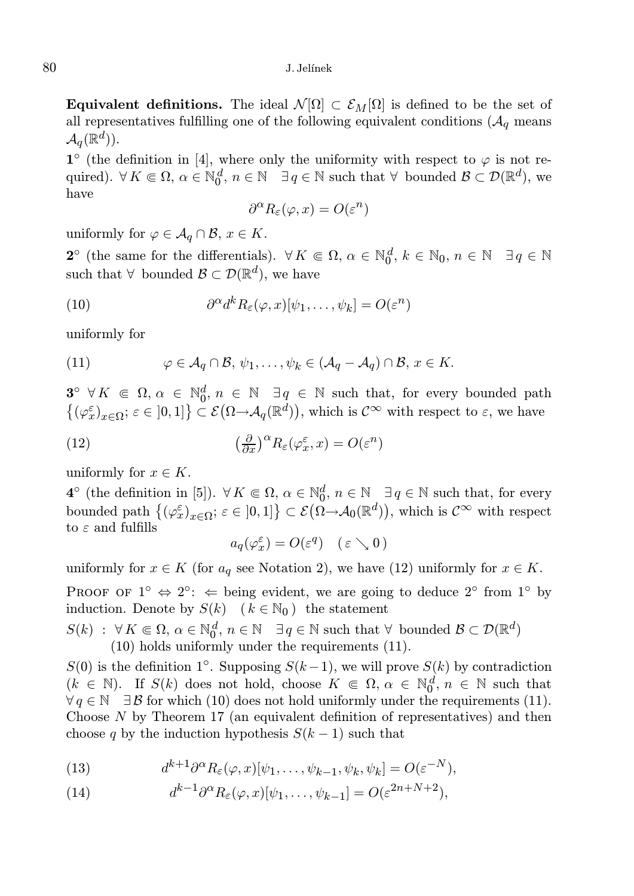**Equivalent definitions.** The ideal $\mathcal{N}[\Omega] \subset \mathcal{E}_M[\Omega]$ is defined to be the set of all representatives fulfilling one of the following equivalent conditions ($\mathcal{A}_q$ means $\mathcal{A}_q(\mathbb{R}^d)$).

**1°** (the definition in [4], where only the uniformity with respect to $\varphi$ is not required). $\forall\, K \Subset \Omega,\ \alpha \in \mathbb{N}_0^d,\ n \in \mathbb{N} \quad \exists\, q \in \mathbb{N}$ such that $\forall$ bounded $\mathcal{B} \subset \mathcal{D}(\mathbb{R}^d)$, we have

$$\partial^\alpha R_\varepsilon(\varphi, x) = O(\varepsilon^n)$$

uniformly for $\varphi \in \mathcal{A}_q \cap \mathcal{B},\ x \in K$.

**2°** (the same for the differentials). $\forall\, K \Subset \Omega,\ \alpha \in \mathbb{N}_0^d,\ k \in \mathbb{N}_0,\ n \in \mathbb{N} \quad \exists\, q \in \mathbb{N}$ such that $\forall$ bounded $\mathcal{B} \subset \mathcal{D}(\mathbb{R}^d)$, we have

$$\partial^\alpha d^k R_\varepsilon(\varphi, x)[\psi_1, \ldots, \psi_k] = O(\varepsilon^n) \tag{10}$$

uniformly for

$$\varphi \in \mathcal{A}_q \cap \mathcal{B},\ \psi_1, \ldots, \psi_k \in (\mathcal{A}_q - \mathcal{A}_q) \cap \mathcal{B},\ x \in K. \tag{11}$$

**3°** $\forall\, K \Subset \Omega,\ \alpha \in \mathbb{N}_0^d,\ n \in \mathbb{N} \quad \exists\, q \in \mathbb{N}$ such that, for every bounded path $\{(\varphi_x^\varepsilon)_{x\in\Omega};\ \varepsilon \in \,]0,1]\} \subset \mathcal{E}(\Omega \to \mathcal{A}_q(\mathbb{R}^d))$, which is $\mathcal{C}^\infty$ with respect to $\varepsilon$, we have

$$\left(\tfrac{\partial}{\partial x}\right)^\alpha R_\varepsilon(\varphi_x^\varepsilon, x) = O(\varepsilon^n) \tag{12}$$

uniformly for $x \in K$.

**4°** (the definition in [5]). $\forall\, K \Subset \Omega,\ \alpha \in \mathbb{N}_0^d,\ n \in \mathbb{N} \quad \exists\, q \in \mathbb{N}$ such that, for every bounded path $\{(\varphi_x^\varepsilon)_{x\in\Omega};\ \varepsilon \in \,]0,1]\} \subset \mathcal{E}(\Omega \to \mathcal{A}_0(\mathbb{R}^d))$, which is $\mathcal{C}^\infty$ with respect to $\varepsilon$ and fulfills

$$a_q(\varphi_x^\varepsilon) = O(\varepsilon^q) \quad (\varepsilon \searrow 0)$$

uniformly for $x \in K$ (for $a_q$ see Notation 2), we have (12) uniformly for $x \in K$.

Proof of $1° \Leftrightarrow 2°$: $\Leftarrow$ being evident, we are going to deduce $2°$ from $1°$ by induction. Denote by $S(k) \quad (k \in \mathbb{N}_0)$ the statement

$S(k)\ :\ \forall\, K \Subset \Omega,\ \alpha \in \mathbb{N}_0^d,\ n \in \mathbb{N} \quad \exists\, q \in \mathbb{N}$ such that $\forall$ bounded $\mathcal{B} \subset \mathcal{D}(\mathbb{R}^d)$ (10) holds uniformly under the requirements (11).

$S(0)$ is the definition $1°$. Supposing $S(k-1)$, we will prove $S(k)$ by contradiction ($k \in \mathbb{N}$). If $S(k)$ does not hold, choose $K \Subset \Omega,\ \alpha \in \mathbb{N}_0^d,\ n \in \mathbb{N}$ such that $\forall\, q \in \mathbb{N} \quad \exists\, \mathcal{B}$ for which (10) does not hold uniformly under the requirements (11). Choose $N$ by Theorem 17 (an equivalent definition of representatives) and then choose $q$ by the induction hypothesis $S(k-1)$ such that

$$d^{k+1}\partial^\alpha R_\varepsilon(\varphi, x)[\psi_1, \ldots, \psi_{k-1}, \psi_k, \psi_k] = O(\varepsilon^{-N}), \tag{13}$$

$$d^{k-1}\partial^\alpha R_\varepsilon(\varphi, x)[\psi_1, \ldots, \psi_{k-1}] = O(\varepsilon^{2n+N+2}), \tag{14}$$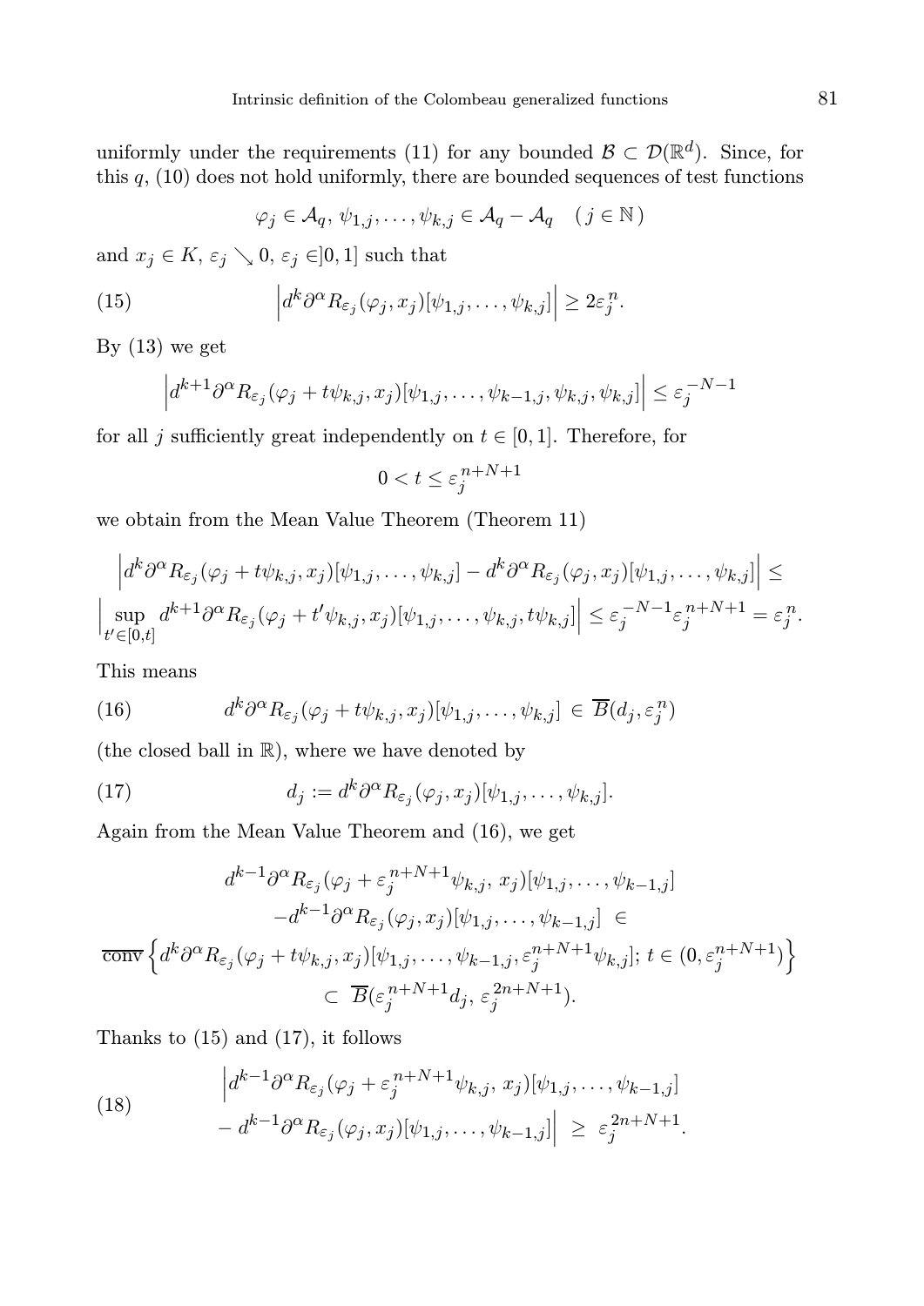uniformly under the requirements (11) for any bounded $\mathcal{B} \subset \mathcal{D}(\mathbb{R}^d)$. Since, for this $q$, (10) does not hold uniformly, there are bounded sequences of test functions

$$\varphi_j \in \mathcal{A}_q,\ \psi_{1,j}, \ldots, \psi_{k,j} \in \mathcal{A}_q - \mathcal{A}_q \quad (j \in \mathbb{N})$$

and $x_j \in K$, $\varepsilon_j \searrow 0$, $\varepsilon_j \in ]0,1]$ such that

$$\left| d^k \partial^\alpha R_{\varepsilon_j}(\varphi_j, x_j)[\psi_{1,j}, \ldots, \psi_{k,j}] \right| \geq 2\varepsilon_j^n. \tag{15}$$

By (13) we get

$$\left| d^{k+1} \partial^\alpha R_{\varepsilon_j}(\varphi_j + t\psi_{k,j}, x_j)[\psi_{1,j}, \ldots, \psi_{k-1,j}, \psi_{k,j}, \psi_{k,j}] \right| \leq \varepsilon_j^{-N-1}$$

for all $j$ sufficiently great independently on $t \in [0,1]$. Therefore, for

$$0 < t \leq \varepsilon_j^{n+N+1}$$

we obtain from the Mean Value Theorem (Theorem 11)

$$\left| d^k \partial^\alpha R_{\varepsilon_j}(\varphi_j + t\psi_{k,j}, x_j)[\psi_{1,j}, \ldots, \psi_{k,j}] - d^k \partial^\alpha R_{\varepsilon_j}(\varphi_j, x_j)[\psi_{1,j}, \ldots, \psi_{k,j}] \right| \leq$$
$$\left| \sup_{t' \in [0,t]} d^{k+1} \partial^\alpha R_{\varepsilon_j}(\varphi_j + t'\psi_{k,j}, x_j)[\psi_{1,j}, \ldots, \psi_{k,j}, t\psi_{k,j}] \right| \leq \varepsilon_j^{-N-1} \varepsilon_j^{n+N+1} = \varepsilon_j^n.$$

This means

$$d^k \partial^\alpha R_{\varepsilon_j}(\varphi_j + t\psi_{k,j}, x_j)[\psi_{1,j}, \ldots, \psi_{k,j}] \in \overline{B}(d_j, \varepsilon_j^n) \tag{16}$$

(the closed ball in $\mathbb{R}$), where we have denoted by

$$d_j := d^k \partial^\alpha R_{\varepsilon_j}(\varphi_j, x_j)[\psi_{1,j}, \ldots, \psi_{k,j}]. \tag{17}$$

Again from the Mean Value Theorem and (16), we get

$$\begin{gathered}
d^{k-1} \partial^\alpha R_{\varepsilon_j}(\varphi_j + \varepsilon_j^{n+N+1}\psi_{k,j},\, x_j)[\psi_{1,j}, \ldots, \psi_{k-1,j}] \\
- d^{k-1} \partial^\alpha R_{\varepsilon_j}(\varphi_j, x_j)[\psi_{1,j}, \ldots, \psi_{k-1,j}] \ \in \\
\overline{\operatorname{conv}} \left\{ d^k \partial^\alpha R_{\varepsilon_j}(\varphi_j + t\psi_{k,j}, x_j)[\psi_{1,j}, \ldots, \psi_{k-1,j}, \varepsilon_j^{n+N+1}\psi_{k,j}];\, t \in (0, \varepsilon_j^{n+N+1}) \right\} \\
\subset \ \overline{B}(\varepsilon_j^{n+N+1} d_j,\, \varepsilon_j^{2n+N+1}).
\end{gathered}$$

Thanks to (15) and (17), it follows

$$\begin{aligned}
&\Big| d^{k-1} \partial^\alpha R_{\varepsilon_j}(\varphi_j + \varepsilon_j^{n+N+1}\psi_{k,j},\, x_j)[\psi_{1,j}, \ldots, \psi_{k-1,j}] \\
&- d^{k-1} \partial^\alpha R_{\varepsilon_j}(\varphi_j, x_j)[\psi_{1,j}, \ldots, \psi_{k-1,j}] \Big| \ \geq \ \varepsilon_j^{2n+N+1}.
\end{aligned} \tag{18}$$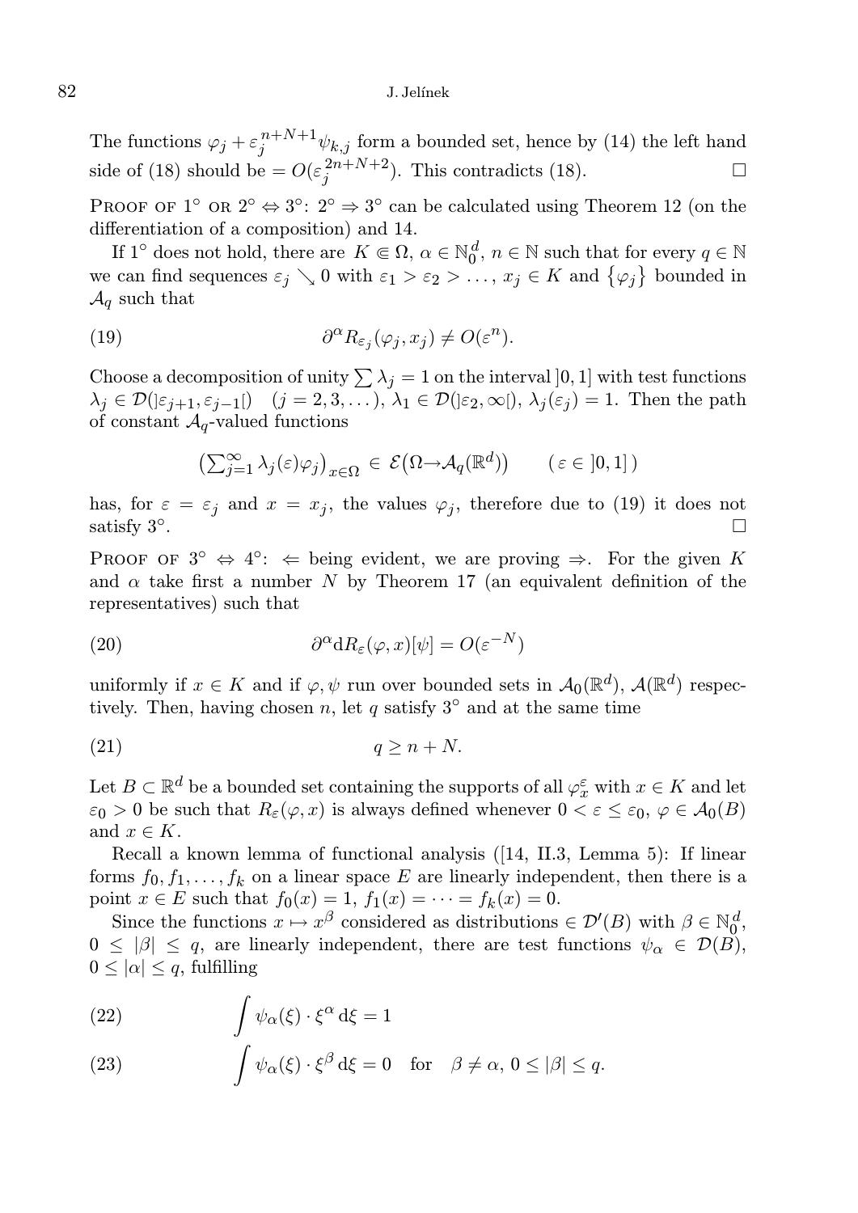The functions $\varphi_j + \varepsilon_j^{n+N+1}\psi_{k,j}$ form a bounded set, hence by (14) the left hand side of (18) should be $= O(\varepsilon_j^{2n+N+2})$. This contradicts (18). $\square$

Proof of 1° or 2° $\Leftrightarrow$ 3°: 2° $\Rightarrow$ 3° can be calculated using Theorem 12 (on the differentiation of a composition) and 14.

If 1° does not hold, there are $K \Subset \Omega$, $\alpha \in \mathbb{N}_0^d$, $n \in \mathbb{N}$ such that for every $q \in \mathbb{N}$ we can find sequences $\varepsilon_j \searrow 0$ with $\varepsilon_1 > \varepsilon_2 > \dots$, $x_j \in K$ and $\{\varphi_j\}$ bounded in $\mathcal{A}_q$ such that

$$\partial^\alpha R_{\varepsilon_j}(\varphi_j, x_j) \neq O(\varepsilon^n). \tag{19}$$

Choose a decomposition of unity $\sum \lambda_j = 1$ on the interval $]0,1]$ with test functions $\lambda_j \in \mathcal{D}(]\varepsilon_{j+1}, \varepsilon_{j-1}[)$ $(j = 2, 3, \dots)$, $\lambda_1 \in \mathcal{D}(]\varepsilon_2, \infty[)$, $\lambda_j(\varepsilon_j) = 1$. Then the path of constant $\mathcal{A}_q$-valued functions

$$\left(\textstyle\sum_{j=1}^\infty \lambda_j(\varepsilon)\varphi_j\right)_{x\in\Omega} \in \mathcal{E}\big(\Omega \to \mathcal{A}_q(\mathbb{R}^d)\big) \qquad (\varepsilon \in ]0,1]\,)$$

has, for $\varepsilon = \varepsilon_j$ and $x = x_j$, the values $\varphi_j$, therefore due to (19) it does not satisfy 3°. $\square$

Proof of 3° $\Leftrightarrow$ 4°: $\Leftarrow$ being evident, we are proving $\Rightarrow$. For the given $K$ and $\alpha$ take first a number $N$ by Theorem 17 (an equivalent definition of the representatives) such that

$$\partial^\alpha \mathrm{d}R_\varepsilon(\varphi, x)[\psi] = O(\varepsilon^{-N}) \tag{20}$$

uniformly if $x \in K$ and if $\varphi, \psi$ run over bounded sets in $\mathcal{A}_0(\mathbb{R}^d)$, $\mathcal{A}(\mathbb{R}^d)$ respectively. Then, having chosen $n$, let $q$ satisfy 3° and at the same time

$$q \geq n + N. \tag{21}$$

Let $B \subset \mathbb{R}^d$ be a bounded set containing the supports of all $\varphi_x^\varepsilon$ with $x \in K$ and let $\varepsilon_0 > 0$ be such that $R_\varepsilon(\varphi, x)$ is always defined whenever $0 < \varepsilon \leq \varepsilon_0$, $\varphi \in \mathcal{A}_0(B)$ and $x \in K$.

Recall a known lemma of functional analysis ([14, II.3, Lemma 5): If linear forms $f_0, f_1, \dots, f_k$ on a linear space $E$ are linearly independent, then there is a point $x \in E$ such that $f_0(x) = 1$, $f_1(x) = \dots = f_k(x) = 0$.

Since the functions $x \mapsto x^\beta$ considered as distributions $\in \mathcal{D}'(B)$ with $\beta \in \mathbb{N}_0^d$, $0 \leq |\beta| \leq q$, are linearly independent, there are test functions $\psi_\alpha \in \mathcal{D}(B)$, $0 \leq |\alpha| \leq q$, fulfilling

$$\int \psi_\alpha(\xi) \cdot \xi^\alpha \,\mathrm{d}\xi = 1 \tag{22}$$

$$\int \psi_\alpha(\xi) \cdot \xi^\beta \,\mathrm{d}\xi = 0 \quad \text{for} \quad \beta \neq \alpha,\ 0 \leq |\beta| \leq q. \tag{23}$$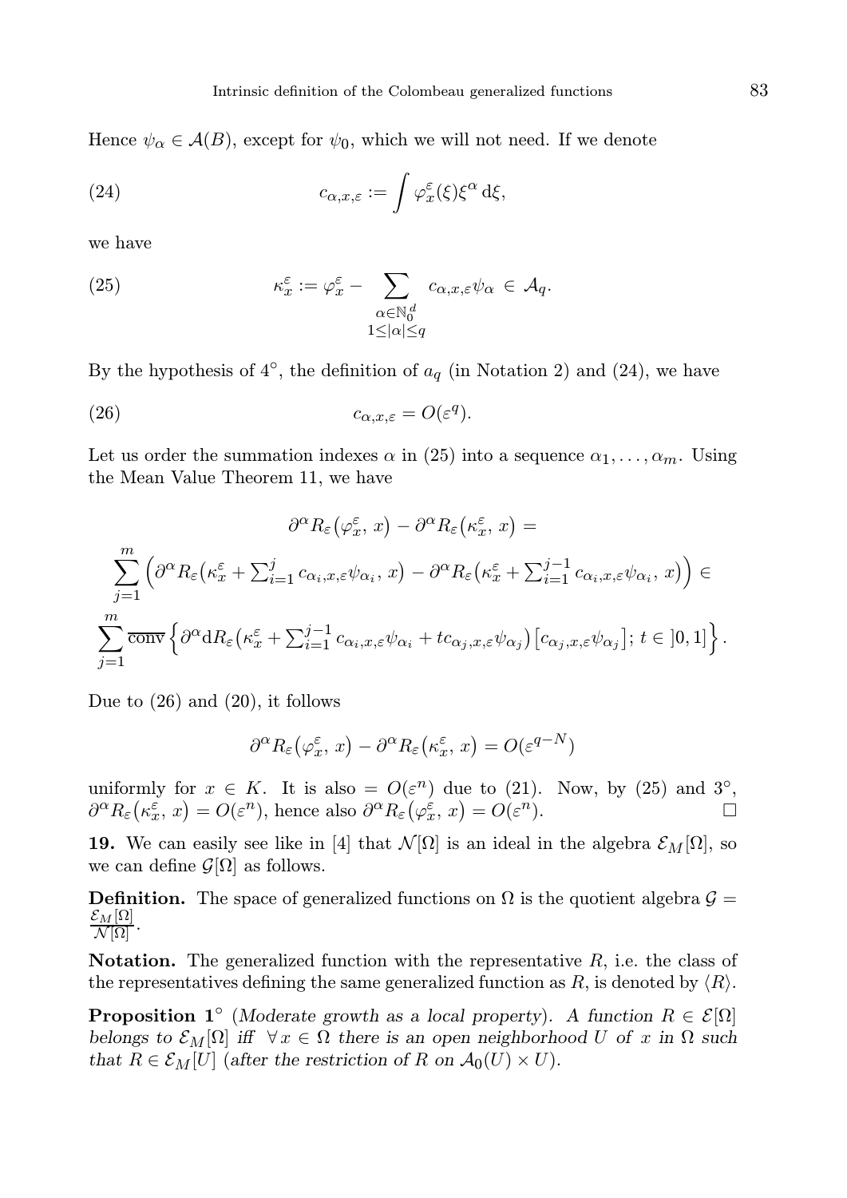Hence $\psi_\alpha \in \mathcal{A}(B)$, except for $\psi_0$, which we will not need. If we denote

$$c_{\alpha,x,\varepsilon} := \int \varphi_x^\varepsilon(\xi)\xi^\alpha \,\mathrm{d}\xi, \tag{24}$$

we have

$$\kappa_x^\varepsilon := \varphi_x^\varepsilon - \sum_{\substack{\alpha\in\mathbb{N}_0^d \\ 1\le|\alpha|\le q}} c_{\alpha,x,\varepsilon}\psi_\alpha \,\in\, \mathcal{A}_q. \tag{25}$$

By the hypothesis of 4°, the definition of $a_q$ (in Notation 2) and (24), we have

$$c_{\alpha,x,\varepsilon} = O(\varepsilon^q). \tag{26}$$

Let us order the summation indexes $\alpha$ in (25) into a sequence $\alpha_1,\dots,\alpha_m$. Using the Mean Value Theorem 11, we have

$$\partial^\alpha R_\varepsilon\big(\varphi_x^\varepsilon,\, x\big) - \partial^\alpha R_\varepsilon\big(\kappa_x^\varepsilon,\, x\big) =$$

$$\sum_{j=1}^m \Big(\partial^\alpha R_\varepsilon\big(\kappa_x^\varepsilon + \textstyle\sum_{i=1}^j c_{\alpha_i,x,\varepsilon}\psi_{\alpha_i},\, x\big) - \partial^\alpha R_\varepsilon\big(\kappa_x^\varepsilon + \textstyle\sum_{i=1}^{j-1} c_{\alpha_i,x,\varepsilon}\psi_{\alpha_i},\, x\big)\Big) \in$$

$$\sum_{j=1}^m \overline{\mathrm{conv}}\Big\{\partial^\alpha \mathrm{d}R_\varepsilon\big(\kappa_x^\varepsilon + \textstyle\sum_{i=1}^{j-1} c_{\alpha_i,x,\varepsilon}\psi_{\alpha_i} + t c_{\alpha_j,x,\varepsilon}\psi_{\alpha_j}\big)\big[c_{\alpha_j,x,\varepsilon}\psi_{\alpha_j}\big];\, t\in\,]0,1]\Big\}.$$

Due to (26) and (20), it follows

$$\partial^\alpha R_\varepsilon\big(\varphi_x^\varepsilon,\, x\big) - \partial^\alpha R_\varepsilon\big(\kappa_x^\varepsilon,\, x\big) = O(\varepsilon^{q-N})$$

uniformly for $x\in K$. It is also $= O(\varepsilon^n)$ due to (21). Now, by (25) and 3°, $\partial^\alpha R_\varepsilon\big(\kappa_x^\varepsilon,\, x\big) = O(\varepsilon^n)$, hence also $\partial^\alpha R_\varepsilon\big(\varphi_x^\varepsilon,\, x\big) = O(\varepsilon^n)$. □

**19.** We can easily see like in [4] that $\mathcal{N}[\Omega]$ is an ideal in the algebra $\mathcal{E}_M[\Omega]$, so we can define $\mathcal{G}[\Omega]$ as follows.

**Definition.** The space of generalized functions on $\Omega$ is the quotient algebra $\mathcal{G} = \frac{\mathcal{E}_M[\Omega]}{\mathcal{N}[\Omega]}$.

**Notation.** The generalized function with the representative $R$, i.e. the class of the representatives defining the same generalized function as $R$, is denoted by $\langle R\rangle$.

**Proposition 1°** (*Moderate growth as a local property*). *A function $R\in\mathcal{E}[\Omega]$ belongs to $\mathcal{E}_M[\Omega]$ iff $\forall\, x\in\Omega$ there is an open neighborhood $U$ of $x$ in $\Omega$ such that $R\in\mathcal{E}_M[U]$ (after the restriction of $R$ on $\mathcal{A}_0(U)\times U$).*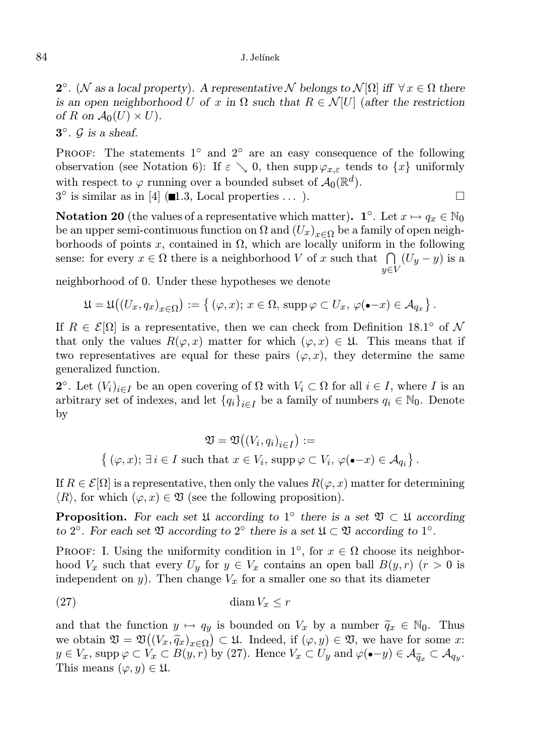**2°**. (*$\mathcal{N}$ as a local property*). *A representative $\mathcal{N}$ belongs to $\mathcal{N}[\Omega]$ iff $\forall\, x \in \Omega$ there is an open neighborhood $U$ of $x$ in $\Omega$ such that $R \in \mathcal{N}[U]$ (after the restriction of $R$ on $\mathcal{A}_0(U) \times U$).*

**3°**. *$\mathcal{G}$ is a sheaf.*

Proof: The statements 1° and 2° are an easy consequence of the following observation (see Notation 6): If $\varepsilon \searrow 0$, then $\operatorname{supp} \varphi_{x,\varepsilon}$ tends to $\{x\}$ uniformly with respect to $\varphi$ running over a bounded subset of $\mathcal{A}_0(\mathbb{R}^d)$.
3° is similar as in [4] (■1.3, Local properties ... ). □

**Notation 20** (the values of a representative which matter). **1°**. Let $x \mapsto q_x \in \mathbb{N}_0$ be an upper semi-continuous function on $\Omega$ and $(U_x)_{x\in\Omega}$ be a family of open neighborhoods of points $x$, contained in $\Omega$, which are locally uniform in the following sense: for every $x \in \Omega$ there is a neighborhood $V$ of $x$ such that $\bigcap_{y\in V} (U_y - y)$ is a neighborhood of 0. Under these hypotheses we denote

$$\mathfrak{U} = \mathfrak{U}\big((U_x, q_x)_{x\in\Omega}\big) := \big\{\, (\varphi, x);\ x \in \Omega,\ \operatorname{supp} \varphi \subset U_x,\ \varphi(\bullet - x) \in \mathcal{A}_{q_x} \big\}\,.$$

If $R \in \mathcal{E}[\Omega]$ is a representative, then we can check from Definition 18.1° of $\mathcal{N}$ that only the values $R(\varphi, x)$ matter for which $(\varphi, x) \in \mathfrak{U}$. This means that if two representatives are equal for these pairs $(\varphi, x)$, they determine the same generalized function.

**2°**. Let $(V_i)_{i\in I}$ be an open covering of $\Omega$ with $V_i \subset \Omega$ for all $i \in I$, where $I$ is an arbitrary set of indexes, and let $\{q_i\}_{i\in I}$ be a family of numbers $q_i \in \mathbb{N}_0$. Denote by

$$\mathfrak{V} = \mathfrak{V}\big((V_i, q_i)_{i\in I}\big) :=$$
$$\big\{\, (\varphi, x);\ \exists\, i \in I \text{ such that } x \in V_i,\ \operatorname{supp} \varphi \subset V_i,\ \varphi(\bullet - x) \in \mathcal{A}_{q_i} \big\}\,.$$

If $R \in \mathcal{E}[\Omega]$ is a representative, then only the values $R(\varphi, x)$ matter for determining $\langle R \rangle$, for which $(\varphi, x) \in \mathfrak{V}$ (see the following proposition).

**Proposition.** *For each set $\mathfrak{U}$ according to 1° there is a set $\mathfrak{V} \subset \mathfrak{U}$ according to 2°. For each set $\mathfrak{V}$ according to 2° there is a set $\mathfrak{U} \subset \mathfrak{V}$ according to 1°.*

Proof: I. Using the uniformity condition in 1°, for $x \in \Omega$ choose its neighborhood $V_x$ such that every $U_y$ for $y \in V_x$ contains an open ball $B(y, r)$ ($r > 0$ is independent on $y$). Then change $V_x$ for a smaller one so that its diameter

$$\operatorname{diam} V_x \le r \tag{27}$$

and that the function $y \mapsto q_y$ is bounded on $V_x$ by a number $\widetilde{q}_x \in \mathbb{N}_0$. Thus we obtain $\mathfrak{V} = \mathfrak{V}\big((V_x, \widetilde{q}_x)_{x\in\Omega}\big) \subset \mathfrak{U}$. Indeed, if $(\varphi, y) \in \mathfrak{V}$, we have for some $x$: $y \in V_x$, $\operatorname{supp} \varphi \subset V_x \subset B(y, r)$ by (27). Hence $V_x \subset U_y$ and $\varphi(\bullet - y) \in \mathcal{A}_{\widetilde{q}_x} \subset \mathcal{A}_{q_y}$. This means $(\varphi, y) \in \mathfrak{U}$.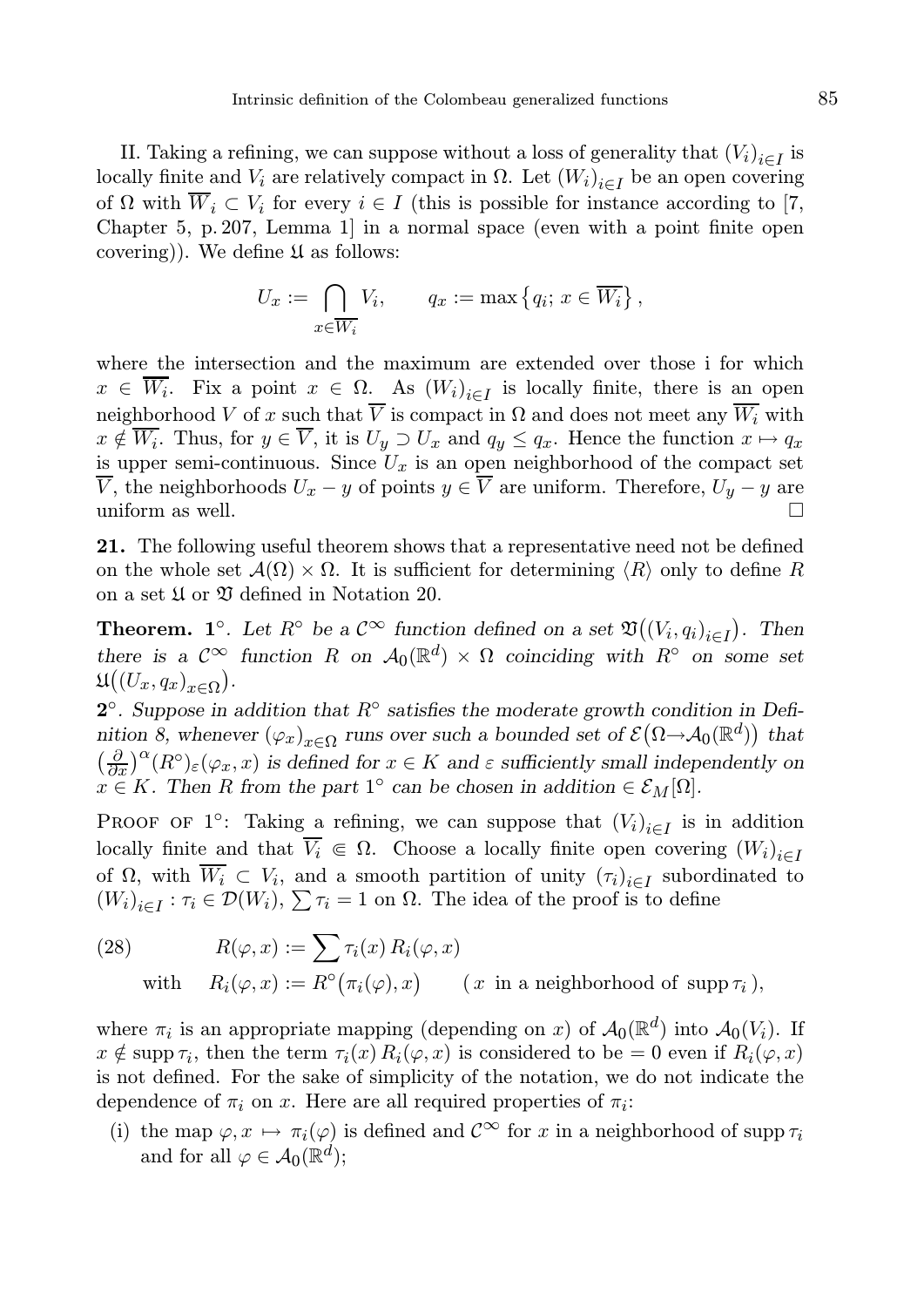II. Taking a refining, we can suppose without a loss of generality that $(V_i)_{i\in I}$ is locally finite and $V_i$ are relatively compact in $\Omega$. Let $(W_i)_{i\in I}$ be an open covering of $\Omega$ with $\overline{W}_i \subset V_i$ for every $i \in I$ (this is possible for instance according to [7, Chapter 5, p. 207, Lemma 1] in a normal space (even with a point finite open covering)). We define $\mathfrak{U}$ as follows:

$$U_x := \bigcap_{x\in\overline{W_i}} V_i, \qquad q_x := \max\left\{q_i;\, x \in \overline{W_i}\right\},$$

where the intersection and the maximum are extended over those i for which $x \in \overline{W_i}$. Fix a point $x \in \Omega$. As $(W_i)_{i\in I}$ is locally finite, there is an open neighborhood $V$ of $x$ such that $\overline{V}$ is compact in $\Omega$ and does not meet any $\overline{W_i}$ with $x \notin \overline{W_i}$. Thus, for $y \in \overline{V}$, it is $U_y \supset U_x$ and $q_y \le q_x$. Hence the function $x \mapsto q_x$ is upper semi-continuous. Since $U_x$ is an open neighborhood of the compact set $\overline{V}$, the neighborhoods $U_x - y$ of points $y \in \overline{V}$ are uniform. Therefore, $U_y - y$ are uniform as well. $\square$

**21.** The following useful theorem shows that a representative need not be defined on the whole set $\mathcal{A}(\Omega)\times\Omega$. It is sufficient for determining $\langle R\rangle$ only to define $R$ on a set $\mathfrak{U}$ or $\mathfrak{V}$ defined in Notation 20.

**Theorem.** **1°**. *Let $R^\circ$ be a $\mathcal{C}^\infty$ function defined on a set $\mathfrak{V}\big((V_i, q_i)_{i\in I}\big)$. Then there is a $\mathcal{C}^\infty$ function $R$ on $\mathcal{A}_0(\mathbb{R}^d)\times\Omega$ coinciding with $R^\circ$ on some set $\mathfrak{U}\big((U_x, q_x)_{x\in\Omega}\big)$.*

**2°**. *Suppose in addition that $R^\circ$ satisfies the moderate growth condition in Definition 8, whenever $(\varphi_x)_{x\in\Omega}$ runs over such a bounded set of $\mathcal{E}\big(\Omega\to\mathcal{A}_0(\mathbb{R}^d)\big)$ that $\big(\frac{\partial}{\partial x}\big)^\alpha (R^\circ)_\varepsilon(\varphi_x, x)$ is defined for $x \in K$ and $\varepsilon$ sufficiently small independently on $x \in K$. Then $R$ from the part 1° can be chosen in addition $\in \mathcal{E}_M[\Omega]$.*

Proof of 1°: Taking a refining, we can suppose that $(V_i)_{i\in I}$ is in addition locally finite and that $\overline{V_i} \Subset \Omega$. Choose a locally finite open covering $(W_i)_{i\in I}$ of $\Omega$, with $\overline{W_i} \subset V_i$, and a smooth partition of unity $(\tau_i)_{i\in I}$ subordinated to $(W_i)_{i\in I} : \tau_i \in \mathcal{D}(W_i)$, $\sum \tau_i = 1$ on $\Omega$. The idea of the proof is to define

$$\begin{aligned}
&(28) \qquad R(\varphi, x) := \sum \tau_i(x)\, R_i(\varphi, x) \\
&\qquad \text{with} \quad R_i(\varphi, x) := R^\circ\big(\pi_i(\varphi), x\big) \qquad (\,x \text{ in a neighborhood of } \operatorname{supp}\tau_i\,),
\end{aligned}$$

where $\pi_i$ is an appropriate mapping (depending on $x$) of $\mathcal{A}_0(\mathbb{R}^d)$ into $\mathcal{A}_0(V_i)$. If $x \notin \operatorname{supp}\tau_i$, then the term $\tau_i(x)\, R_i(\varphi, x)$ is considered to be $= 0$ even if $R_i(\varphi, x)$ is not defined. For the sake of simplicity of the notation, we do not indicate the dependence of $\pi_i$ on $x$. Here are all required properties of $\pi_i$:

(i) the map $\varphi, x \mapsto \pi_i(\varphi)$ is defined and $\mathcal{C}^\infty$ for $x$ in a neighborhood of $\operatorname{supp}\tau_i$ and for all $\varphi \in \mathcal{A}_0(\mathbb{R}^d)$;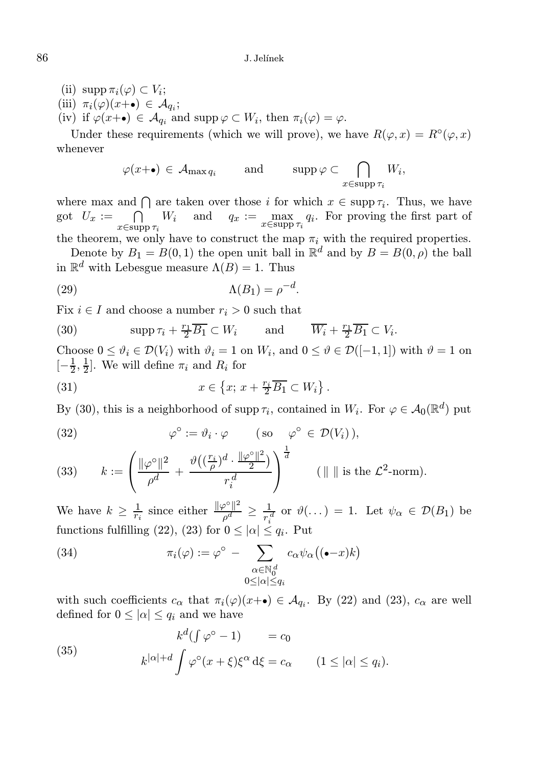(ii) $\operatorname{supp} \pi_i(\varphi) \subset V_i$;

(iii) $\pi_i(\varphi)(x{+}\bullet) \in \mathcal{A}_{q_i}$;

(iv) if $\varphi(x{+}\bullet) \in \mathcal{A}_{q_i}$ and $\operatorname{supp} \varphi \subset W_i$, then $\pi_i(\varphi) = \varphi$.

Under these requirements (which we will prove), we have $R(\varphi, x) = R^\circ(\varphi, x)$ whenever

$$\varphi(x{+}\bullet) \in \mathcal{A}_{\max q_i} \qquad \text{and} \qquad \operatorname{supp} \varphi \subset \bigcap_{x \in \operatorname{supp} \tau_i} W_i,$$

where max and $\bigcap$ are taken over those $i$ for which $x \in \operatorname{supp} \tau_i$. Thus, we have got $U_x := \bigcap\limits_{x \in \operatorname{supp} \tau_i} W_i$ and $q_x := \max\limits_{x \in \operatorname{supp} \tau_i} q_i$. For proving the first part of the theorem, we only have to construct the map $\pi_i$ with the required properties.

Denote by $B_1 = B(0,1)$ the open unit ball in $\mathbb{R}^d$ and by $B = B(0, \rho)$ the ball in $\mathbb{R}^d$ with Lebesgue measure $\Lambda(B) = 1$. Thus

$$\Lambda(B_1) = \rho^{-d}. \tag{29}$$

Fix $i \in I$ and choose a number $r_i > 0$ such that

$$\operatorname{supp} \tau_i + \tfrac{r_1}{2} \overline{B_1} \subset W_i \qquad \text{and} \qquad \overline{W_i} + \tfrac{r_1}{2} \overline{B_1} \subset V_i. \tag{30}$$

Choose $0 \le \vartheta_i \in \mathcal{D}(V_i)$ with $\vartheta_i = 1$ on $W_i$, and $0 \le \vartheta \in \mathcal{D}([-1,1])$ with $\vartheta = 1$ on $[-\frac{1}{2}, \frac{1}{2}]$. We will define $\pi_i$ and $R_i$ for

$$x \in \left\{x;\ x + \tfrac{r_i}{2} \overline{B_1} \subset W_i\right\}. \tag{31}$$

By (30), this is a neighborhood of $\operatorname{supp} \tau_i$, contained in $W_i$. For $\varphi \in \mathcal{A}_0(\mathbb{R}^d)$ put

$$\varphi^\circ := \vartheta_i \cdot \varphi \qquad (\text{so} \quad \varphi^\circ \in \mathcal{D}(V_i)), \tag{32}$$

$$k := \left( \frac{\|\varphi^\circ\|^2}{\rho^d} + \frac{\vartheta\big( (\frac{r_i}{\rho})^d \cdot \frac{\|\varphi^\circ\|^2}{2} \big)}{r_i^d} \right)^{\frac{1}{d}} \qquad (\|\ \| \text{ is the } \mathcal{L}^2\text{-norm}). \tag{33}$$

We have $k \ge \frac{1}{r_i}$ since either $\frac{\|\varphi^\circ\|^2}{\rho^d} \ge \frac{1}{r_i^d}$ or $\vartheta(\dots) = 1$. Let $\psi_\alpha \in \mathcal{D}(B_1)$ be functions fulfilling (22), (23) for $0 \le |\alpha| \le q_i$. Put

$$\pi_i(\varphi) := \varphi^\circ - \sum_{\substack{\alpha \in \mathbb{N}_0^d \\ 0 \le |\alpha| \le q_i}} c_\alpha \psi_\alpha\big( (\bullet{-}x) k \big) \tag{34}$$

with such coefficients $c_\alpha$ that $\pi_i(\varphi)(x{+}\bullet) \in \mathcal{A}_{q_i}$. By (22) and (23), $c_\alpha$ are well defined for $0 \le |\alpha| \le q_i$ and we have

$$\begin{aligned} k^d\big(\textstyle\int \varphi^\circ - 1\big) \qquad &= c_0 \\ k^{|\alpha|+d} \int \varphi^\circ(x + \xi) \xi^\alpha \, \mathrm{d}\xi &= c_\alpha \qquad (1 \le |\alpha| \le q_i). \end{aligned} \tag{35}$$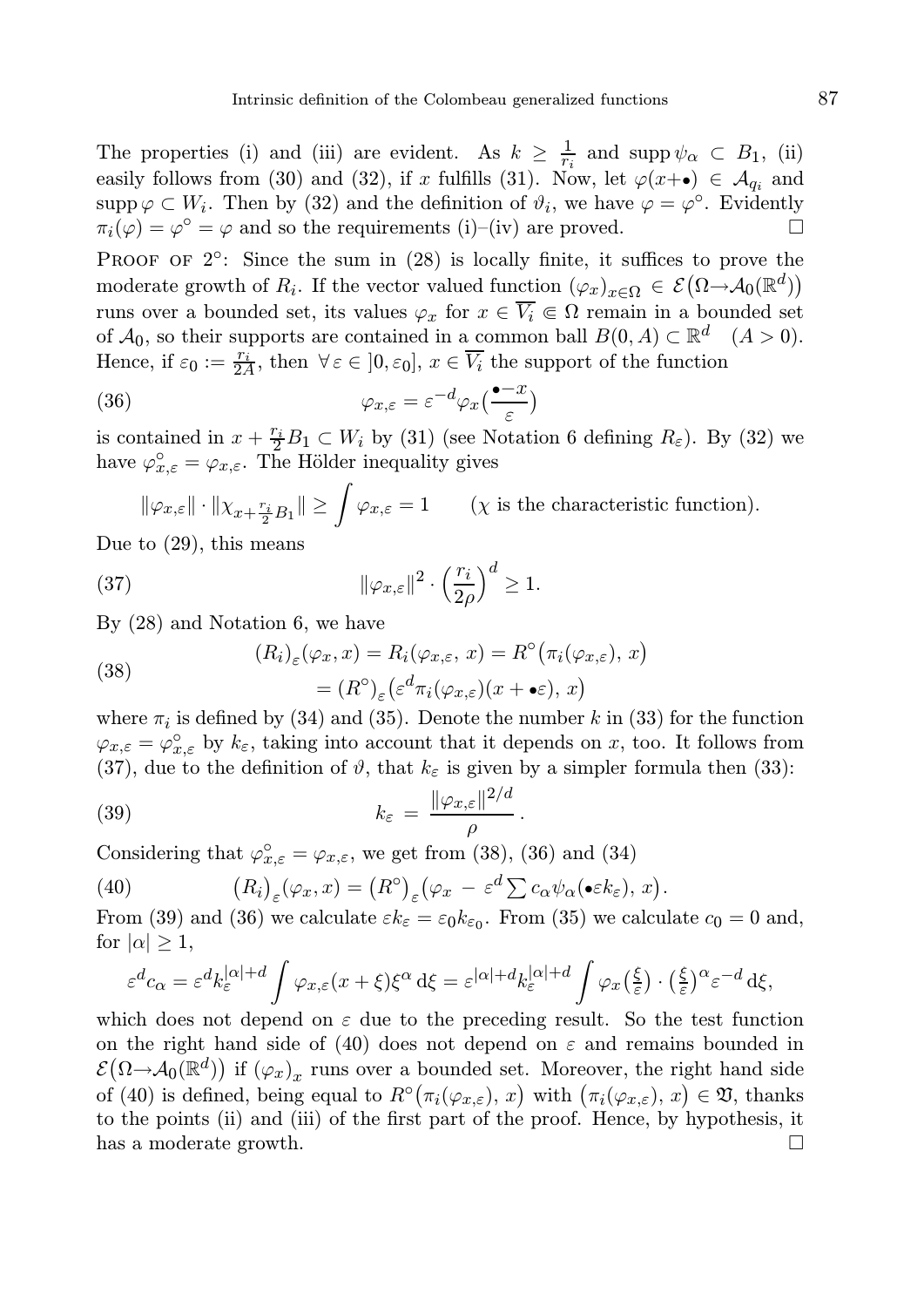The properties (i) and (iii) are evident. As $k \geq \frac{1}{r_i}$ and $\operatorname{supp} \psi_\alpha \subset B_1$, (ii) easily follows from (30) and (32), if $x$ fulfills (31). Now, let $\varphi(x+\bullet) \in \mathcal{A}_{q_i}$ and $\operatorname{supp} \varphi \subset W_i$. Then by (32) and the definition of $\vartheta_i$, we have $\varphi = \varphi^\circ$. Evidently $\pi_i(\varphi) = \varphi^\circ = \varphi$ and so the requirements (i)–(iv) are proved. $\square$

Proof of 2°: Since the sum in (28) is locally finite, it suffices to prove the moderate growth of $R_i$. If the vector valued function $(\varphi_x)_{x\in\Omega} \in \mathcal{E}\big(\Omega \to \mathcal{A}_0(\mathbb{R}^d)\big)$ runs over a bounded set, its values $\varphi_x$ for $x \in \overline{V_i} \Subset \Omega$ remain in a bounded set of $\mathcal{A}_0$, so their supports are contained in a common ball $B(0, A) \subset \mathbb{R}^d \quad (A > 0)$. Hence, if $\varepsilon_0 := \frac{r_i}{2A}$, then $\forall\, \varepsilon \in \,]0, \varepsilon_0]$, $x \in \overline{V_i}$ the support of the function

$$
\varphi_{x,\varepsilon} = \varepsilon^{-d} \varphi_x\Big(\frac{\bullet - x}{\varepsilon}\Big) \tag{36}
$$

is contained in $x + \frac{r_i}{2} B_1 \subset W_i$ by (31) (see Notation 6 defining $R_\varepsilon$). By (32) we have $\varphi^\circ_{x,\varepsilon} = \varphi_{x,\varepsilon}$. The Hölder inequality gives

$$
\|\varphi_{x,\varepsilon}\| \cdot \|\chi_{x + \frac{r_i}{2} B_1}\| \geq \int \varphi_{x,\varepsilon} = 1 \qquad (\chi \text{ is the characteristic function}).
$$

Due to (29), this means

$$
\|\varphi_{x,\varepsilon}\|^2 \cdot \Big(\frac{r_i}{2\rho}\Big)^d \geq 1. \tag{37}
$$

By (28) and Notation 6, we have

$$
\begin{aligned}
(R_i)_\varepsilon(\varphi_x, x) &= R_i(\varphi_{x,\varepsilon},\, x) = R^\circ\big(\pi_i(\varphi_{x,\varepsilon}),\, x\big) \\
&= (R^\circ)_\varepsilon\big(\varepsilon^d \pi_i(\varphi_{x,\varepsilon})(x + \bullet\varepsilon),\, x\big)
\end{aligned} \tag{38}
$$

where $\pi_i$ is defined by (34) and (35). Denote the number $k$ in (33) for the function $\varphi_{x,\varepsilon} = \varphi^\circ_{x,\varepsilon}$ by $k_\varepsilon$, taking into account that it depends on $x$, too. It follows from (37), due to the definition of $\vartheta$, that $k_\varepsilon$ is given by a simpler formula then (33):

$$
k_\varepsilon \;=\; \frac{\|\varphi_{x,\varepsilon}\|^{2/d}}{\rho}\,. \tag{39}
$$

Considering that $\varphi^\circ_{x,\varepsilon} = \varphi_{x,\varepsilon}$, we get from (38), (36) and (34)

$$
\big(R_i\big)_\varepsilon(\varphi_x, x) = \big(R^\circ\big)_\varepsilon\big(\varphi_x \,-\, \varepsilon^d \textstyle\sum c_\alpha \psi_\alpha(\bullet \varepsilon k_\varepsilon),\, x\big). \tag{40}
$$

From (39) and (36) we calculate $\varepsilon k_\varepsilon = \varepsilon_0 k_{\varepsilon_0}$. From (35) we calculate $c_0 = 0$ and, for $|\alpha| \geq 1$,

$$
\varepsilon^d c_\alpha = \varepsilon^d k_\varepsilon^{|\alpha|+d} \int \varphi_{x,\varepsilon}(x+\xi)\xi^\alpha \,\mathrm{d}\xi = \varepsilon^{|\alpha|+d} k_\varepsilon^{|\alpha|+d} \int \varphi_x\big(\tfrac{\xi}{\varepsilon}\big) \cdot \big(\tfrac{\xi}{\varepsilon}\big)^\alpha \varepsilon^{-d} \,\mathrm{d}\xi,
$$

which does not depend on $\varepsilon$ due to the preceding result. So the test function on the right hand side of (40) does not depend on $\varepsilon$ and remains bounded in $\mathcal{E}\big(\Omega \to \mathcal{A}_0(\mathbb{R}^d)\big)$ if $(\varphi_x)_x$ runs over a bounded set. Moreover, the right hand side of (40) is defined, being equal to $R^\circ\big(\pi_i(\varphi_{x,\varepsilon}),\, x\big)$ with $\big(\pi_i(\varphi_{x,\varepsilon}),\, x\big) \in \mathfrak{V}$, thanks to the points (ii) and (iii) of the first part of the proof. Hence, by hypothesis, it has a moderate growth. $\square$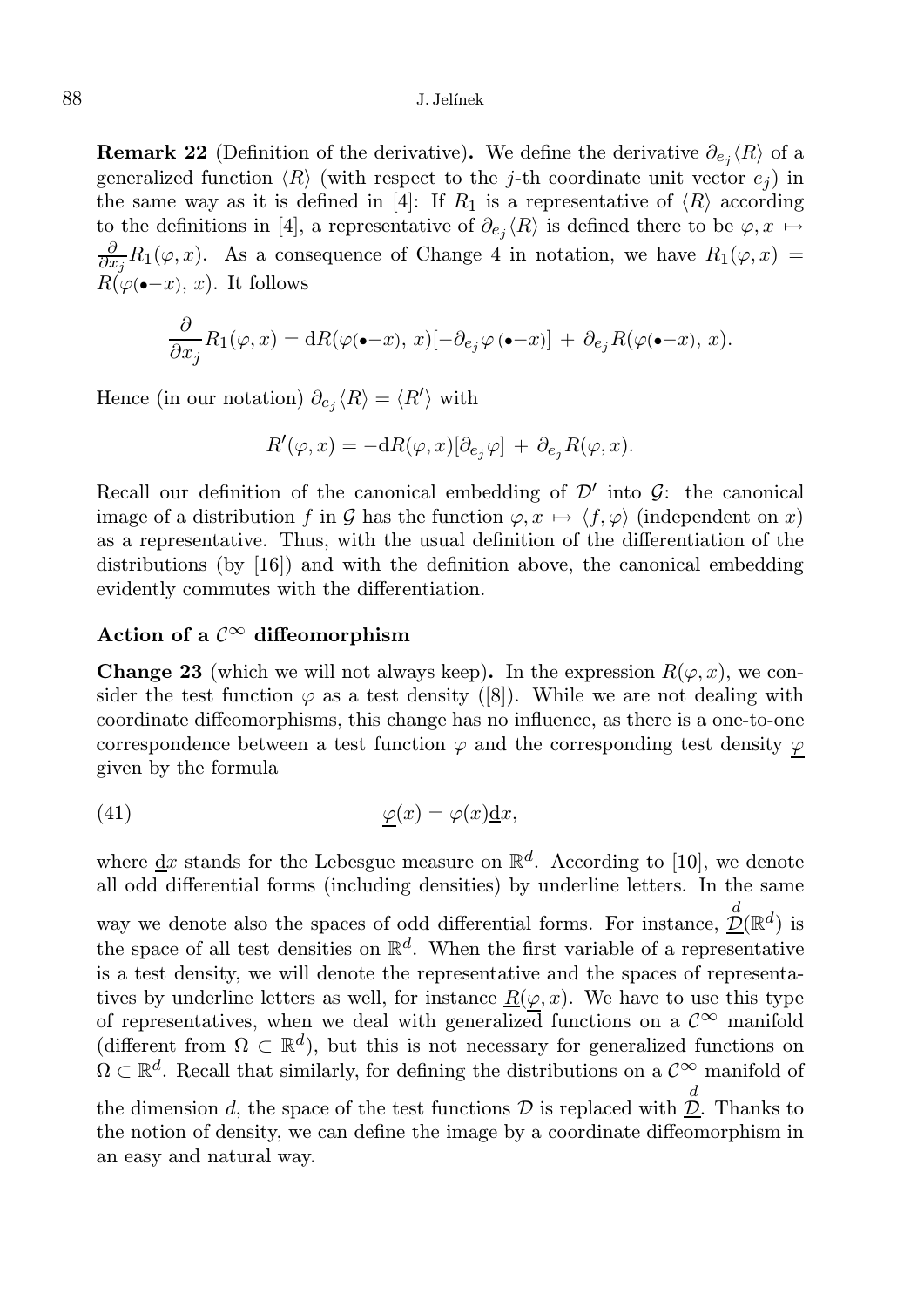**Remark 22** (Definition of the derivative)**.** We define the derivative $\partial_{e_j}\langle R\rangle$ of a generalized function $\langle R\rangle$ (with respect to the $j$-th coordinate unit vector $e_j$) in the same way as it is defined in [4]: If $R_1$ is a representative of $\langle R\rangle$ according to the definitions in [4], a representative of $\partial_{e_j}\langle R\rangle$ is defined there to be $\varphi, x \mapsto \frac{\partial}{\partial x_j}R_1(\varphi, x)$. As a consequence of Change 4 in notation, we have $R_1(\varphi, x) = R(\varphi(\bullet - x), x)$. It follows

$$\frac{\partial}{\partial x_j}R_1(\varphi, x) = \mathrm{d}R(\varphi(\bullet - x),\, x)[-\partial_{e_j}\varphi\,(\bullet - x)] \;+\; \partial_{e_j}R(\varphi(\bullet - x),\, x).$$

Hence (in our notation) $\partial_{e_j}\langle R\rangle = \langle R'\rangle$ with

$$R'(\varphi, x) = -\mathrm{d}R(\varphi, x)[\partial_{e_j}\varphi] \;+\; \partial_{e_j}R(\varphi, x).$$

Recall our definition of the canonical embedding of $\mathcal{D}'$ into $\mathcal{G}$: the canonical image of a distribution $f$ in $\mathcal{G}$ has the function $\varphi, x \mapsto \langle f, \varphi\rangle$ (independent on $x$) as a representative. Thus, with the usual definition of the differentiation of the distributions (by [16]) and with the definition above, the canonical embedding evidently commutes with the differentiation.

### Action of a $\mathcal{C}^\infty$ diffeomorphism

**Change 23** (which we will not always keep)**.** In the expression $R(\varphi, x)$, we consider the test function $\varphi$ as a test density ([8]). While we are not dealing with coordinate diffeomorphisms, this change has no influence, as there is a one-to-one correspondence between a test function $\varphi$ and the corresponding test density $\underline{\varphi}$ given by the formula

$$\underline{\varphi}(x) = \varphi(x)\underline{\mathrm{d}}x, \tag{41}$$

where $\underline{\mathrm{d}}x$ stands for the Lebesgue measure on $\mathbb{R}^d$. According to [10], we denote all odd differential forms (including densities) by underline letters. In the same way we denote also the spaces of odd differential forms. For instance, $\overset{d}{\underline{\mathcal{D}}}(\mathbb{R}^d)$ is the space of all test densities on $\mathbb{R}^d$. When the first variable of a representative is a test density, we will denote the representative and the spaces of representatives by underline letters as well, for instance $\underline{R}(\underline{\varphi}, x)$. We have to use this type of representatives, when we deal with generalized functions on a $\mathcal{C}^\infty$ manifold (different from $\Omega \subset \mathbb{R}^d$), but this is not necessary for generalized functions on $\Omega \subset \mathbb{R}^d$. Recall that similarly, for defining the distributions on a $\mathcal{C}^\infty$ manifold of the dimension $d$, the space of the test functions $\mathcal{D}$ is replaced with $\overset{d}{\underline{\mathcal{D}}}$. Thanks to the notion of density, we can define the image by a coordinate diffeomorphism in an easy and natural way.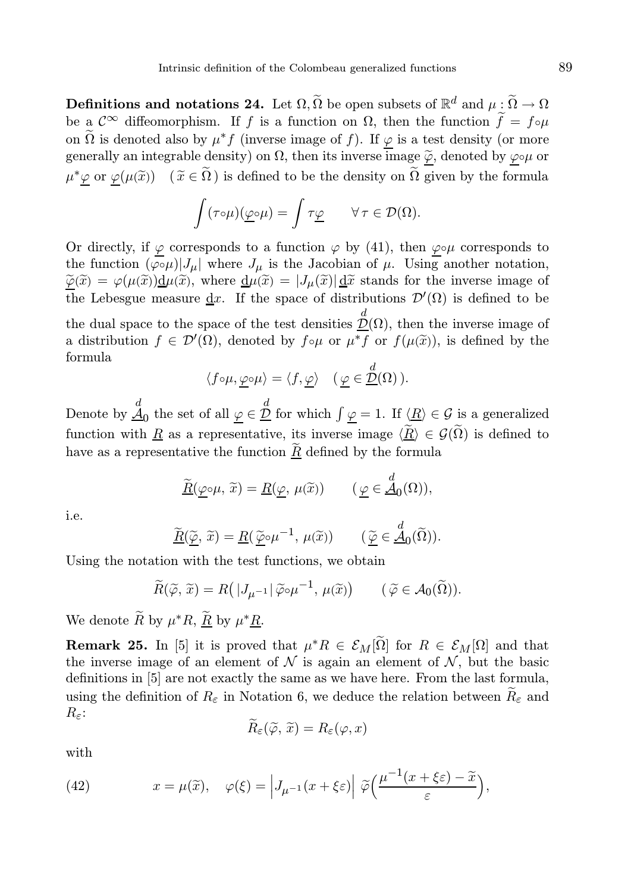**Definitions and notations 24.** Let $\Omega, \widetilde{\Omega}$ be open subsets of $\mathbb{R}^d$ and $\mu : \widetilde{\Omega} \to \Omega$ be a $\mathcal{C}^\infty$ diffeomorphism. If $f$ is a function on $\Omega$, then the function $\widetilde{f} = f\circ\mu$ on $\widetilde{\Omega}$ is denoted also by $\mu^* f$ (inverse image of $f$). If $\underline{\varphi}$ is a test density (or more generally an integrable density) on $\Omega$, then its inverse image $\underline{\widetilde{\varphi}}$, denoted by $\underline{\varphi}\circ\mu$ or $\mu^*\underline{\varphi}$ or $\underline{\varphi}(\mu(\widetilde{x}))$ $\quad(\widetilde{x} \in \widetilde{\Omega})$ is defined to be the density on $\widetilde{\Omega}$ given by the formula

$$\int (\tau\circ\mu)(\underline{\varphi}\circ\mu) = \int \tau\underline{\varphi} \qquad \forall\, \tau \in \mathcal{D}(\Omega).$$

Or directly, if $\underline{\varphi}$ corresponds to a function $\varphi$ by (41), then $\underline{\varphi}\circ\mu$ corresponds to the function $(\varphi\circ\mu)|J_\mu|$ where $J_\mu$ is the Jacobian of $\mu$. Using another notation, $\underline{\widetilde{\varphi}}(\widetilde{x}) = \varphi(\mu(\widetilde{x}))\underline{\mathrm{d}}\mu(\widetilde{x})$, where $\underline{\mathrm{d}}\mu(\widetilde{x}) = |J_\mu(\widetilde{x})|\,\underline{\mathrm{d}}\widetilde{x}$ stands for the inverse image of the Lebesgue measure $\underline{\mathrm{d}}x$. If the space of distributions $\mathcal{D}'(\Omega)$ is defined to be the dual space to the space of the test densities $\overset{d}{\underline{\mathcal{D}}}(\Omega)$, then the inverse image of a distribution $f \in \mathcal{D}'(\Omega)$, denoted by $f\circ\mu$ or $\mu^* f$ or $f(\mu(\widetilde{x}))$, is defined by the formula

$$\langle f\circ\mu, \underline{\varphi}\circ\mu\rangle = \langle f, \underline{\varphi}\rangle \quad (\,\underline{\varphi} \in \overset{d}{\underline{\mathcal{D}}}(\Omega)\,).$$

Denote by $\overset{d}{\underline{\mathcal{A}}}_0$ the set of all $\underline{\varphi} \in \overset{d}{\underline{\mathcal{D}}}$ for which $\int \underline{\varphi} = 1$. If $\langle \underline{R}\rangle \in \mathcal{G}$ is a generalized function with $\underline{R}$ as a representative, its inverse image $\langle \underline{\widetilde{R}}\rangle \in \mathcal{G}(\widetilde{\Omega})$ is defined to have as a representative the function $\underline{\widetilde{R}}$ defined by the formula

$$\underline{\widetilde{R}}(\underline{\varphi}\circ\mu,\, \widetilde{x}) = \underline{R}(\underline{\varphi},\, \mu(\widetilde{x})) \qquad (\,\underline{\varphi} \in \overset{d}{\underline{\mathcal{A}}}_0(\Omega)),$$

i.e.

$$\underline{\widetilde{R}}(\underline{\widetilde{\varphi}},\, \widetilde{x}) = \underline{R}(\,\underline{\widetilde{\varphi}}\circ\mu^{-1},\, \mu(\widetilde{x})) \qquad (\,\underline{\widetilde{\varphi}} \in \overset{d}{\underline{\mathcal{A}}}_0(\widetilde{\Omega})).$$

Using the notation with the test functions, we obtain

$$\widetilde{R}(\widetilde{\varphi},\, \widetilde{x}) = R\big(\,|J_{\mu^{-1}}|\,\widetilde{\varphi}\circ\mu^{-1},\, \mu(\widetilde{x})\big) \qquad (\,\widetilde{\varphi} \in \mathcal{A}_0(\widetilde{\Omega})).$$

We denote $\widetilde{R}$ by $\mu^* R$, $\underline{\widetilde{R}}$ by $\mu^* \underline{R}$.

**Remark 25.** In [5] it is proved that $\mu^* R \in \mathcal{E}_M[\widetilde{\Omega}]$ for $R \in \mathcal{E}_M[\Omega]$ and that the inverse image of an element of $\mathcal{N}$ is again an element of $\mathcal{N}$, but the basic definitions in [5] are not exactly the same as we have here. From the last formula, using the definition of $R_\varepsilon$ in Notation 6, we deduce the relation between $\widetilde{R}_\varepsilon$ and $R_\varepsilon$:

$$\widetilde{R}_\varepsilon(\widetilde{\varphi},\, \widetilde{x}) = R_\varepsilon(\varphi, x)$$

with

$$x = \mu(\widetilde{x}), \quad \varphi(\xi) = \Big|J_{\mu^{-1}}(x + \xi\varepsilon)\Big|\; \widetilde{\varphi}\Big(\frac{\mu^{-1}(x + \xi\varepsilon) - \widetilde{x}}{\varepsilon}\Big), \tag{42}$$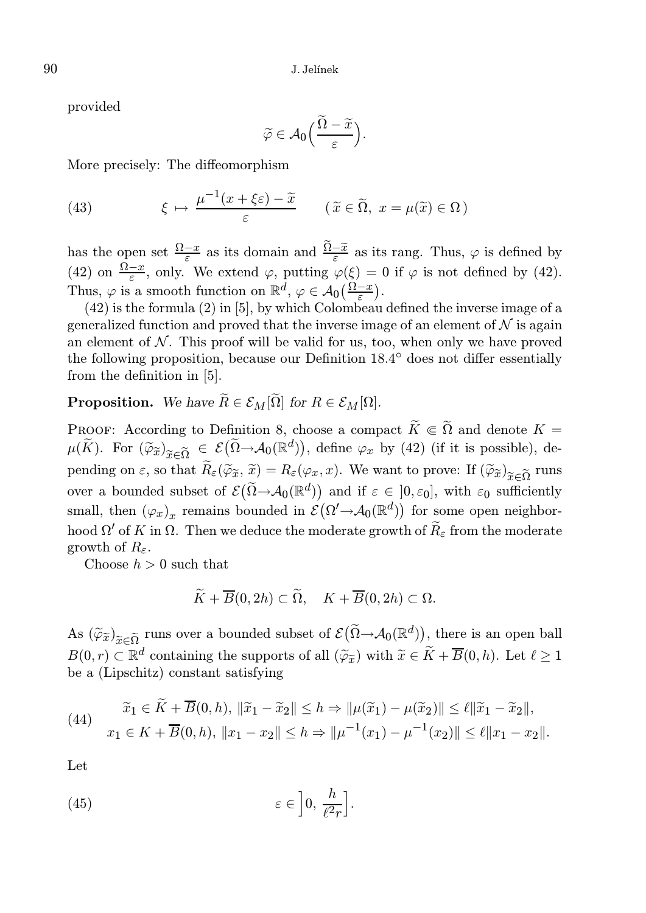provided

$$\widetilde{\varphi} \in \mathcal{A}_0\Big(\frac{\widetilde{\Omega} - \widetilde{x}}{\varepsilon}\Big).$$

More precisely: The diffeomorphism

$$\xi \mapsto \frac{\mu^{-1}(x + \xi\varepsilon) - \widetilde{x}}{\varepsilon} \qquad (\,\widetilde{x} \in \widetilde{\Omega},\ x = \mu(\widetilde{x}) \in \Omega\,) \tag{43}$$

has the open set $\frac{\Omega - x}{\varepsilon}$ as its domain and $\frac{\widetilde{\Omega} - \widetilde{x}}{\varepsilon}$ as its rang. Thus, $\varphi$ is defined by (42) on $\frac{\Omega - x}{\varepsilon}$, only. We extend $\varphi$, putting $\varphi(\xi) = 0$ if $\varphi$ is not defined by (42). Thus, $\varphi$ is a smooth function on $\mathbb{R}^d$, $\varphi \in \mathcal{A}_0\big(\frac{\Omega - x}{\varepsilon}\big)$.

(42) is the formula (2) in [5], by which Colombeau defined the inverse image of a generalized function and proved that the inverse image of an element of $\mathcal{N}$ is again an element of $\mathcal{N}$. This proof will be valid for us, too, when only we have proved the following proposition, because our Definition 18.4° does not differ essentially from the definition in [5].

**Proposition.** *We have $\widetilde{R} \in \mathcal{E}_M[\widetilde{\Omega}]$ for $R \in \mathcal{E}_M[\Omega]$.*

Proof: According to Definition 8, choose a compact $\widetilde{K} \Subset \widetilde{\Omega}$ and denote $K = \mu(\widetilde{K})$. For $(\widetilde{\varphi}_{\widetilde{x}})_{\widetilde{x} \in \widetilde{\Omega}} \in \mathcal{E}\big(\widetilde{\Omega} \to \mathcal{A}_0(\mathbb{R}^d)\big)$, define $\varphi_x$ by (42) (if it is possible), depending on $\varepsilon$, so that $\widetilde{R}_\varepsilon(\widetilde{\varphi}_{\widetilde{x}}, \widetilde{x}) = R_\varepsilon(\varphi_x, x)$. We want to prove: If $(\widetilde{\varphi}_{\widetilde{x}})_{\widetilde{x} \in \widetilde{\Omega}}$ runs over a bounded subset of $\mathcal{E}\big(\widetilde{\Omega} \to \mathcal{A}_0(\mathbb{R}^d)\big)$ and if $\varepsilon \in \,]0, \varepsilon_0]$, with $\varepsilon_0$ sufficiently small, then $(\varphi_x)_x$ remains bounded in $\mathcal{E}\big(\Omega' \to \mathcal{A}_0(\mathbb{R}^d)\big)$ for some open neighborhood $\Omega'$ of $K$ in $\Omega$. Then we deduce the moderate growth of $\widetilde{R}_\varepsilon$ from the moderate growth of $R_\varepsilon$.

Choose $h > 0$ such that

$$\widetilde{K} + \overline{B}(0, 2h) \subset \widetilde{\Omega}, \quad K + \overline{B}(0, 2h) \subset \Omega.$$

As $(\widetilde{\varphi}_{\widetilde{x}})_{\widetilde{x} \in \widetilde{\Omega}}$ runs over a bounded subset of $\mathcal{E}\big(\widetilde{\Omega} \to \mathcal{A}_0(\mathbb{R}^d)\big)$, there is an open ball $B(0, r) \subset \mathbb{R}^d$ containing the supports of all $(\widetilde{\varphi}_{\widetilde{x}})$ with $\widetilde{x} \in \widetilde{K} + \overline{B}(0, h)$. Let $\ell \geq 1$ be a (Lipschitz) constant satisfying

$$\begin{aligned} &\widetilde{x}_1 \in \widetilde{K} + \overline{B}(0, h),\ \|\widetilde{x}_1 - \widetilde{x}_2\| \leq h \Rightarrow \|\mu(\widetilde{x}_1) - \mu(\widetilde{x}_2)\| \leq \ell \|\widetilde{x}_1 - \widetilde{x}_2\|, \\ &x_1 \in K + \overline{B}(0, h),\ \|x_1 - x_2\| \leq h \Rightarrow \|\mu^{-1}(x_1) - \mu^{-1}(x_2)\| \leq \ell \|x_1 - x_2\|. \end{aligned} \tag{44}$$

Let

$$\varepsilon \in \Big]0,\ \frac{h}{\ell^2 r}\Big]. \tag{45}$$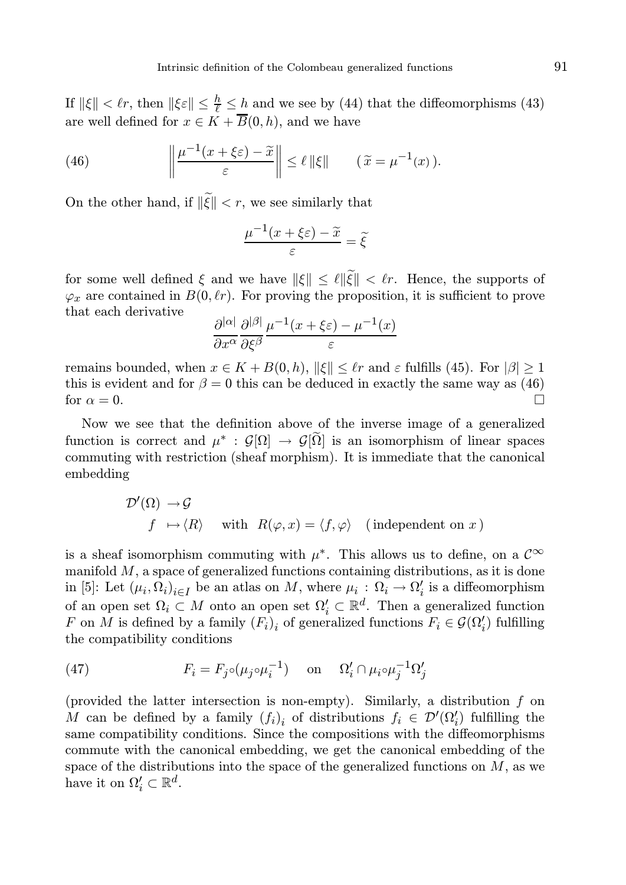If $\|\xi\| < \ell r$, then $\|\xi\varepsilon\| \le \frac{h}{\ell} \le h$ and we see by (44) that the diffeomorphisms (43) are well defined for $x \in K + \overline{B}(0,h)$, and we have

$$\left\| \frac{\mu^{-1}(x+\xi\varepsilon) - \widetilde{x}}{\varepsilon} \right\| \le \ell \, \|\xi\| \qquad (\, \widetilde{x} = \mu^{-1}(x)\,). \tag{46}$$

On the other hand, if $\|\widetilde{\xi}\| < r$, we see similarly that

$$\frac{\mu^{-1}(x+\xi\varepsilon) - \widetilde{x}}{\varepsilon} = \widetilde{\xi}$$

for some well defined $\xi$ and we have $\|\xi\| \le \ell \|\widetilde{\xi}\| < \ell r$. Hence, the supports of $\varphi_x$ are contained in $B(0, \ell r)$. For proving the proposition, it is sufficient to prove that each derivative

$$\frac{\partial^{|\alpha|}}{\partial x^\alpha} \frac{\partial^{|\beta|}}{\partial \xi^\beta} \frac{\mu^{-1}(x+\xi\varepsilon) - \mu^{-1}(x)}{\varepsilon}$$

remains bounded, when $x \in K + B(0,h)$, $\|\xi\| \le \ell r$ and $\varepsilon$ fulfills (45). For $|\beta| \ge 1$ this is evident and for $\beta = 0$ this can be deduced in exactly the same way as (46) for $\alpha = 0$. $\square$

Now we see that the definition above of the inverse image of a generalized function is correct and $\mu^* : \mathcal{G}[\Omega] \to \mathcal{G}[\widetilde{\Omega}]$ is an isomorphism of linear spaces commuting with restriction (sheaf morphism). It is immediate that the canonical embedding

$$\begin{aligned} \mathcal{D}'(\Omega) &\to \mathcal{G} \\ f &\mapsto \langle R \rangle \quad \text{ with } \; R(\varphi, x) = \langle f, \varphi \rangle \quad (\text{independent on } x\,) \end{aligned}$$

is a sheaf isomorphism commuting with $\mu^*$. This allows us to define, on a $\mathcal{C}^\infty$ manifold $M$, a space of generalized functions containing distributions, as it is done in [5]: Let $(\mu_i, \Omega_i)_{i \in I}$ be an atlas on $M$, where $\mu_i : \Omega_i \to \Omega_i'$ is a diffeomorphism of an open set $\Omega_i \subset M$ onto an open set $\Omega_i' \subset \mathbb{R}^d$. Then a generalized function $F$ on $M$ is defined by a family $(F_i)_i$ of generalized functions $F_i \in \mathcal{G}(\Omega_i')$ fulfilling the compatibility conditions

$$F_i = F_j \circ (\mu_j \circ \mu_i^{-1}) \quad \text{ on } \quad \Omega_i' \cap \mu_i \circ \mu_j^{-1} \Omega_j' \tag{47}$$

(provided the latter intersection is non-empty). Similarly, a distribution $f$ on $M$ can be defined by a family $(f_i)_i$ of distributions $f_i \in \mathcal{D}'(\Omega_i')$ fulfilling the same compatibility conditions. Since the compositions with the diffeomorphisms commute with the canonical embedding, we get the canonical embedding of the space of the distributions into the space of the generalized functions on $M$, as we have it on $\Omega_i' \subset \mathbb{R}^d$.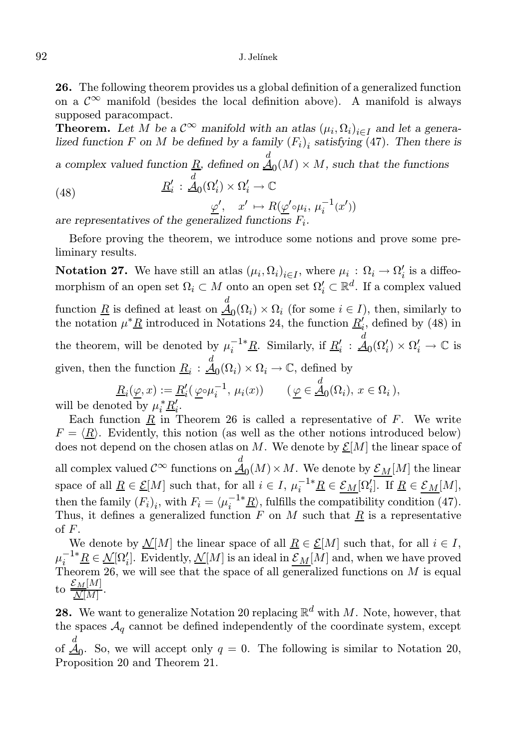**26.** The following theorem provides us a global definition of a generalized function on a $\mathcal{C}^\infty$ manifold (besides the local definition above). A manifold is always supposed paracompact.

**Theorem.** *Let $M$ be a $\mathcal{C}^\infty$ manifold with an atlas $(\mu_i, \Omega_i)_{i\in I}$ and let a generalized function $F$ on $M$ be defined by a family $(F_i)_i$ satisfying (47). Then there is a complex valued function $\underline{R}$, defined on $\overset{d}{\underline{\mathcal{A}}}_0(M) \times M$, such that the functions*

$$\underline{R}'_i : \overset{d}{\underline{\mathcal{A}}}_0(\Omega'_i) \times \Omega'_i \to \mathbb{C} \qquad\qquad (48)$$

$$\underline{\varphi}', \quad x' \mapsto R(\underline{\varphi}'\circ\mu_i,\, \mu_i^{-1}(x'))$$

*are representatives of the generalized functions $F_i$.*

Before proving the theorem, we introduce some notions and prove some preliminary results.

**Notation 27.** We have still an atlas $(\mu_i, \Omega_i)_{i\in I}$, where $\mu_i : \Omega_i \to \Omega'_i$ is a diffeomorphism of an open set $\Omega_i \subset M$ onto an open set $\Omega'_i \subset \mathbb{R}^d$. If a complex valued function $\underline{R}$ is defined at least on $\overset{d}{\underline{\mathcal{A}}}_0(\Omega_i) \times \Omega_i$ (for some $i \in I$), then, similarly to the notation $\mu^*\underline{R}$ introduced in Notations 24, the function $\underline{R}'_i$, defined by (48) in the theorem, will be denoted by $\mu_i^{-1*}\underline{R}$. Similarly, if $\underline{R}'_i : \overset{d}{\underline{\mathcal{A}}}_0(\Omega'_i) \times \Omega'_i \to \mathbb{C}$ is given, then the function $\underline{R}_i : \overset{d}{\underline{\mathcal{A}}}_0(\Omega_i) \times \Omega_i \to \mathbb{C}$, defined by

$$\underline{R}_i(\underline{\varphi}, x) := \underline{R}'_i(\,\underline{\varphi}\circ\mu_i^{-1},\, \mu_i(x)) \qquad (\,\underline{\varphi} \in \overset{d}{\underline{\mathcal{A}}}_0(\Omega_i),\, x \in \Omega_i\,),$$

will be denoted by $\mu_i^*\underline{R}'_i$.

Each function $\underline{R}$ in Theorem 26 is called a representative of $F$. We write $F = \langle\underline{R}\rangle$. Evidently, this notion (as well as the other notions introduced below) does not depend on the chosen atlas on $M$. We denote by $\underline{\mathcal{E}}[M]$ the linear space of all complex valued $\mathcal{C}^\infty$ functions on $\overset{d}{\underline{\mathcal{A}}}_0(M) \times M$. We denote by $\underline{\mathcal{E}_M}[M]$ the linear space of all $\underline{R} \in \underline{\mathcal{E}}[M]$ such that, for all $i \in I$, $\mu_i^{-1*}\underline{R} \in \underline{\mathcal{E}_M}[\Omega'_i]$. If $\underline{R} \in \underline{\mathcal{E}_M}[M]$, then the family $(F_i)_i$, with $F_i = \langle\mu_i^{-1*}\underline{R}\rangle$, fulfills the compatibility condition (47). Thus, it defines a generalized function $F$ on $M$ such that $\underline{R}$ is a representative of $F$.

We denote by $\underline{\mathcal{N}}[M]$ the linear space of all $\underline{R} \in \underline{\mathcal{E}}[M]$ such that, for all $i \in I$, $\mu_i^{-1*}\underline{R} \in \underline{\mathcal{N}}[\Omega'_i]$. Evidently, $\underline{\mathcal{N}}[M]$ is an ideal in $\underline{\mathcal{E}_M}[M]$ and, when we have proved Theorem 26, we will see that the space of all generalized functions on $M$ is equal to $\frac{\underline{\mathcal{E}_M}[M]}{\underline{\mathcal{N}}[M]}$.

**28.** We want to generalize Notation 20 replacing $\mathbb{R}^d$ with $M$. Note, however, that the spaces $\mathcal{A}_q$ cannot be defined independently of the coordinate system, except of $\overset{d}{\underline{\mathcal{A}}}_0$. So, we will accept only $q = 0$. The following is similar to Notation 20, Proposition 20 and Theorem 21.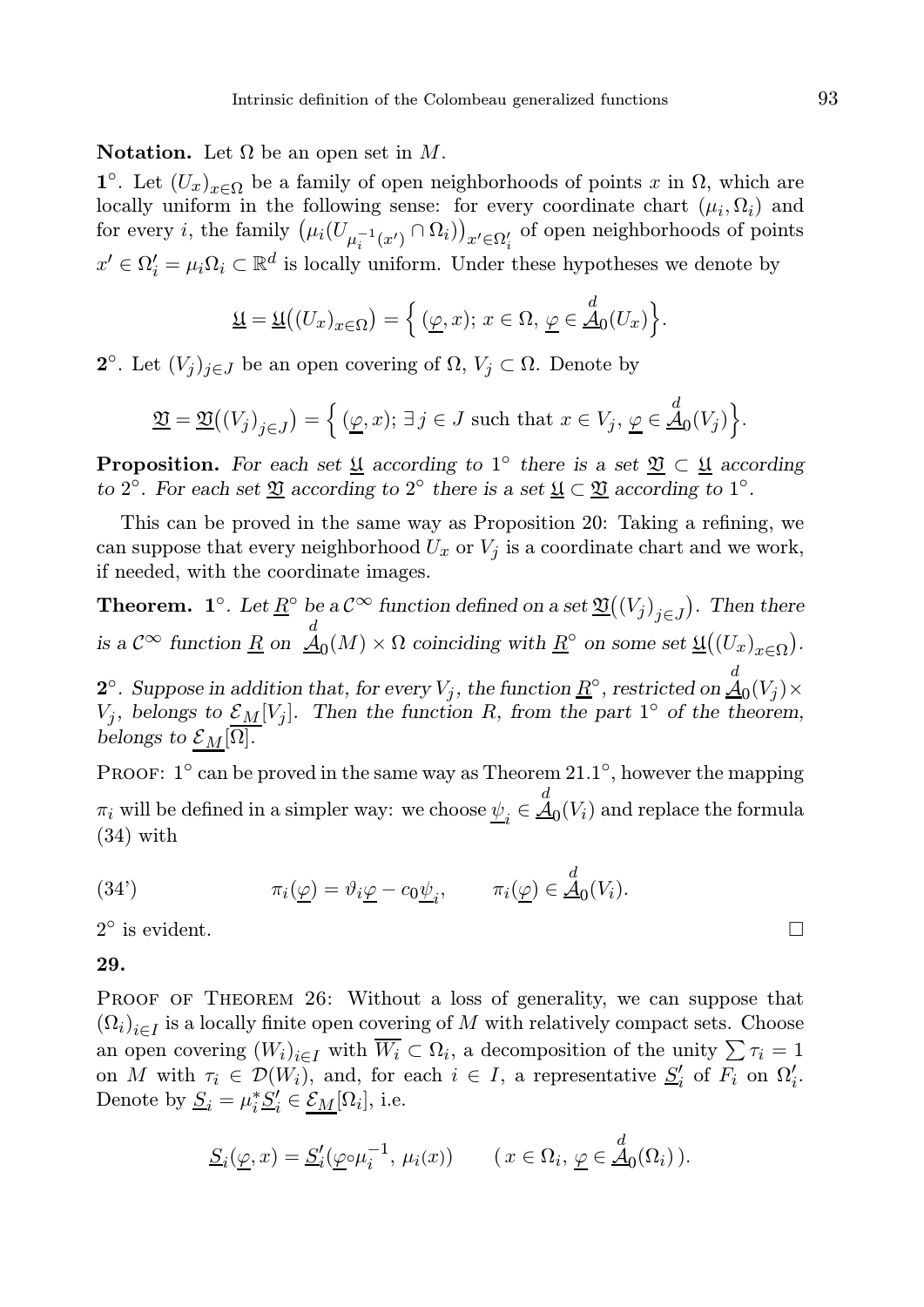**Notation.** Let $\Omega$ be an open set in $M$.

**1°**. Let $(U_x)_{x\in\Omega}$ be a family of open neighborhoods of points $x$ in $\Omega$, which are locally uniform in the following sense: for every coordinate chart $(\mu_i, \Omega_i)$ and for every $i$, the family $\left(\mu_i(U_{\mu_i^{-1}(x')} \cap \Omega_i)\right)_{x'\in\Omega_i'}$ of open neighborhoods of points $x' \in \Omega_i' = \mu_i\Omega_i \subset \mathbb{R}^d$ is locally uniform. Under these hypotheses we denote by

$$\underline{\mathfrak{U}} = \underline{\mathfrak{U}}\big((U_x)_{x\in\Omega}\big) = \Big\{ (\underline{\varphi}, x);\ x \in \Omega,\ \underline{\varphi} \in \overset{d}{\underline{\mathcal{A}}}_0(U_x) \Big\}.$$

**2°**. Let $(V_j)_{j\in J}$ be an open covering of $\Omega$, $V_j \subset \Omega$. Denote by

$$\underline{\mathfrak{V}} = \underline{\mathfrak{V}}\big((V_j)_{j\in J}\big) = \Big\{ (\underline{\varphi}, x);\ \exists\, j \in J \text{ such that } x \in V_j,\ \underline{\varphi} \in \overset{d}{\underline{\mathcal{A}}}_0(V_j) \Big\}.$$

**Proposition.** *For each set $\underline{\mathfrak{U}}$ according to 1° there is a set $\underline{\mathfrak{V}} \subset \underline{\mathfrak{U}}$ according to 2°. For each set $\underline{\mathfrak{V}}$ according to 2° there is a set $\underline{\mathfrak{U}} \subset \underline{\mathfrak{V}}$ according to 1°.*

This can be proved in the same way as Proposition 20: Taking a refining, we can suppose that every neighborhood $U_x$ or $V_j$ is a coordinate chart and we work, if needed, with the coordinate images.

**Theorem.** **1°**. *Let $\underline{R}^\circ$ be a $\mathcal{C}^\infty$ function defined on a set $\underline{\mathfrak{V}}\big((V_j)_{j\in J}\big)$. Then there is a $\mathcal{C}^\infty$ function $\underline{R}$ on $\overset{d}{\underline{\mathcal{A}}}_0(M) \times \Omega$ coinciding with $\underline{R}^\circ$ on some set $\underline{\mathfrak{U}}\big((U_x)_{x\in\Omega}\big)$.*

**2°**. *Suppose in addition that, for every $V_j$, the function $\underline{R}^\circ$, restricted on $\overset{d}{\underline{\mathcal{A}}}_0(V_j) \times V_j$, belongs to $\underline{\mathcal{E}_M}[V_j]$. Then the function $R$, from the part 1° of the theorem, belongs to $\underline{\mathcal{E}_M}[\Omega]$.*

Proof: 1° can be proved in the same way as Theorem 21.1°, however the mapping $\pi_i$ will be defined in a simpler way: we choose $\underline{\psi}_i \in \overset{d}{\underline{\mathcal{A}}}_0(V_i)$ and replace the formula (34) with

$$\pi_i(\underline{\varphi}) = \vartheta_i\underline{\varphi} - c_0\underline{\psi}_i, \qquad \pi_i(\underline{\varphi}) \in \overset{d}{\underline{\mathcal{A}}}_0(V_i). \tag{34'}$$

2° is evident. □

## 29.

Proof of Theorem 26: Without a loss of generality, we can suppose that $(\Omega_i)_{i\in I}$ is a locally finite open covering of $M$ with relatively compact sets. Choose an open covering $(W_i)_{i\in I}$ with $\overline{W_i} \subset \Omega_i$, a decomposition of the unity $\sum \tau_i = 1$ on $M$ with $\tau_i \in \mathcal{D}(W_i)$, and, for each $i \in I$, a representative $\underline{S}_i'$ of $F_i$ on $\Omega_i'$. Denote by $\underline{S}_i = \mu_i^*\underline{S}_i' \in \underline{\mathcal{E}_M}[\Omega_i]$, i.e.

$$\underline{S}_i(\underline{\varphi}, x) = \underline{S}_i'(\underline{\varphi}\circ\mu_i^{-1},\ \mu_i(x)) \qquad (\, x \in \Omega_i,\ \underline{\varphi} \in \overset{d}{\underline{\mathcal{A}}}_0(\Omega_i)\,).$$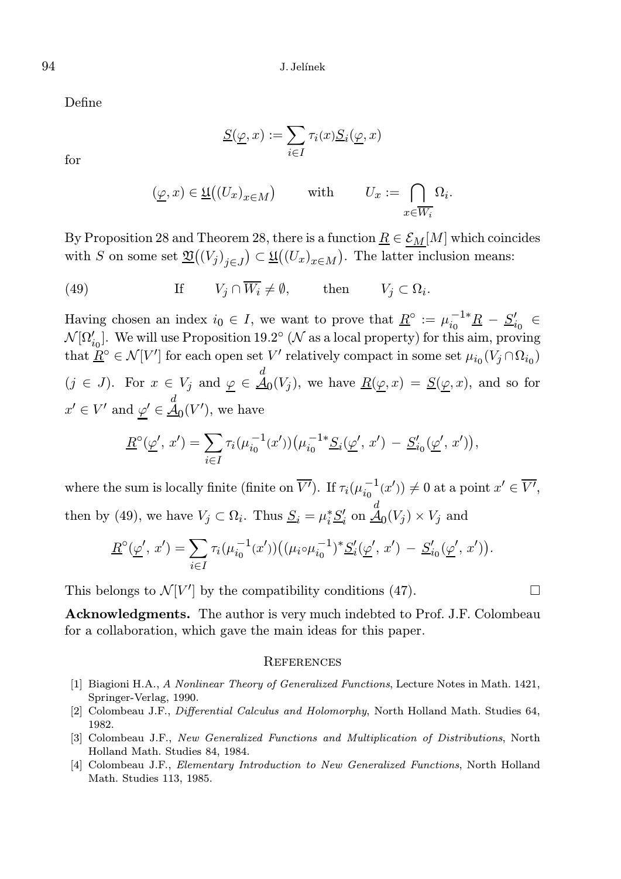Define

$$\underline{S}(\underline{\varphi}, x) := \sum_{i \in I} \tau_i(x) \underline{S}_i(\underline{\varphi}, x)$$

for

$$(\underline{\varphi}, x) \in \underline{\mathfrak{U}}\big((U_x)_{x \in M}\big) \qquad \text{with} \qquad U_x := \bigcap_{x \in \overline{W_i}} \Omega_i.$$

By Proposition 28 and Theorem 28, there is a function $\underline{R} \in \underline{\mathcal{E}_M}[M]$ which coincides with $S$ on some set $\underline{\mathfrak{V}}\big((V_j)_{j \in J}\big) \subset \underline{\mathfrak{U}}\big((U_x)_{x \in M}\big)$. The latter inclusion means:

$$\text{(49)} \qquad \text{If} \qquad V_j \cap \overline{W_i} \neq \emptyset, \qquad \text{then} \qquad V_j \subset \Omega_i.$$

Having chosen an index $i_0 \in I$, we want to prove that $\underline{R}^\circ := \mu_{i_0}^{-1*} \underline{R} - \underline{S}'_{i_0} \in \mathcal{N}[\Omega'_{i_0}]$. We will use Proposition 19.2° ($\mathcal{N}$ as a local property) for this aim, proving that $\underline{R}^\circ \in \mathcal{N}[V']$ for each open set $V'$ relatively compact in some set $\mu_{i_0}(V_j \cap \Omega_{i_0})$ ($j \in J$). For $x \in V_j$ and $\underline{\varphi} \in \overset{d}{\underline{\mathcal{A}}}_0(V_j)$, we have $\underline{R}(\underline{\varphi}, x) = \underline{S}(\underline{\varphi}, x)$, and so for $x' \in V'$ and $\underline{\varphi}' \in \overset{d}{\underline{\mathcal{A}}}_0(V')$, we have

$$\underline{R}^\circ(\underline{\varphi}', x') = \sum_{i \in I} \tau_i(\mu_{i_0}^{-1}(x')) \big(\mu_{i_0}^{-1*} \underline{S}_i(\underline{\varphi}', x') - \underline{S}'_{i_0}(\underline{\varphi}', x')\big),$$

where the sum is locally finite (finite on $\overline{V'}$). If $\tau_i(\mu_{i_0}^{-1}(x')) \neq 0$ at a point $x' \in \overline{V'}$, then by (49), we have $V_j \subset \Omega_i$. Thus $\underline{S}_i = \mu_i^* \underline{S}'_i$ on $\overset{d}{\underline{\mathcal{A}}}_0(V_j) \times V_j$ and

$$\underline{R}^\circ(\underline{\varphi}', x') = \sum_{i \in I} \tau_i(\mu_{i_0}^{-1}(x')) \big((\mu_i \circ \mu_{i_0}^{-1})^* \underline{S}'_i(\underline{\varphi}', x') - \underline{S}'_{i_0}(\underline{\varphi}', x')\big).$$

This belongs to $\mathcal{N}[V']$ by the compatibility conditions (47). $\square$

**Acknowledgments.** The author is very much indebted to Prof. J.F. Colombeau for a collaboration, which gave the main ideas for this paper.

## References

[1] Biagioni H.A., *A Nonlinear Theory of Generalized Functions*, Lecture Notes in Math. 1421, Springer-Verlag, 1990.

[2] Colombeau J.F., *Differential Calculus and Holomorphy*, North Holland Math. Studies 64, 1982.

[3] Colombeau J.F., *New Generalized Functions and Multiplication of Distributions*, North Holland Math. Studies 84, 1984.

[4] Colombeau J.F., *Elementary Introduction to New Generalized Functions*, North Holland Math. Studies 113, 1985.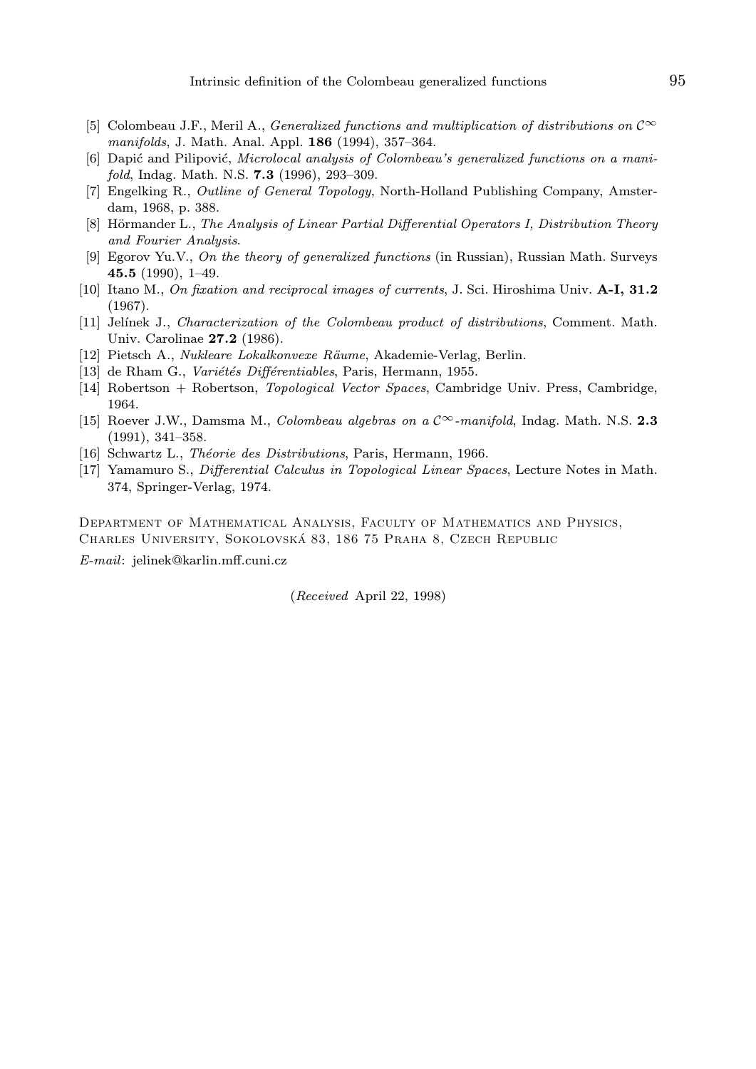[5] Colombeau J.F., Meril A., *Generalized functions and multiplication of distributions on $\mathcal{C}^\infty$ manifolds*, J. Math. Anal. Appl. **186** (1994), 357–364.

[6] Dapić and Pilipović, *Microlocal analysis of Colombeau's generalized functions on a manifold*, Indag. Math. N.S. **7.3** (1996), 293–309.

[7] Engelking R., *Outline of General Topology*, North-Holland Publishing Company, Amsterdam, 1968, p. 388.

[8] Hörmander L., *The Analysis of Linear Partial Differential Operators I, Distribution Theory and Fourier Analysis*.

[9] Egorov Yu.V., *On the theory of generalized functions* (in Russian), Russian Math. Surveys **45.5** (1990), 1–49.

[10] Itano M., *On fixation and reciprocal images of currents*, J. Sci. Hiroshima Univ. **A-I, 31.2** (1967).

[11] Jelínek J., *Characterization of the Colombeau product of distributions*, Comment. Math. Univ. Carolinae **27.2** (1986).

[12] Pietsch A., *Nukleare Lokalkonvexe Räume*, Akademie-Verlag, Berlin.

[13] de Rham G., *Variétés Différentiables*, Paris, Hermann, 1955.

[14] Robertson + Robertson, *Topological Vector Spaces*, Cambridge Univ. Press, Cambridge, 1964.

[15] Roever J.W., Damsma M., *Colombeau algebras on a $\mathcal{C}^\infty$-manifold*, Indag. Math. N.S. **2.3** (1991), 341–358.

[16] Schwartz L., *Théorie des Distributions*, Paris, Hermann, 1966.

[17] Yamamuro S., *Differential Calculus in Topological Linear Spaces*, Lecture Notes in Math. 374, Springer-Verlag, 1974.

Department of Mathematical Analysis, Faculty of Mathematics and Physics, Charles University, Sokolovská 83, 186 75 Praha 8, Czech Republic

*E-mail*: jelinek@karlin.mff.cuni.cz

(*Received* April 22, 1998)